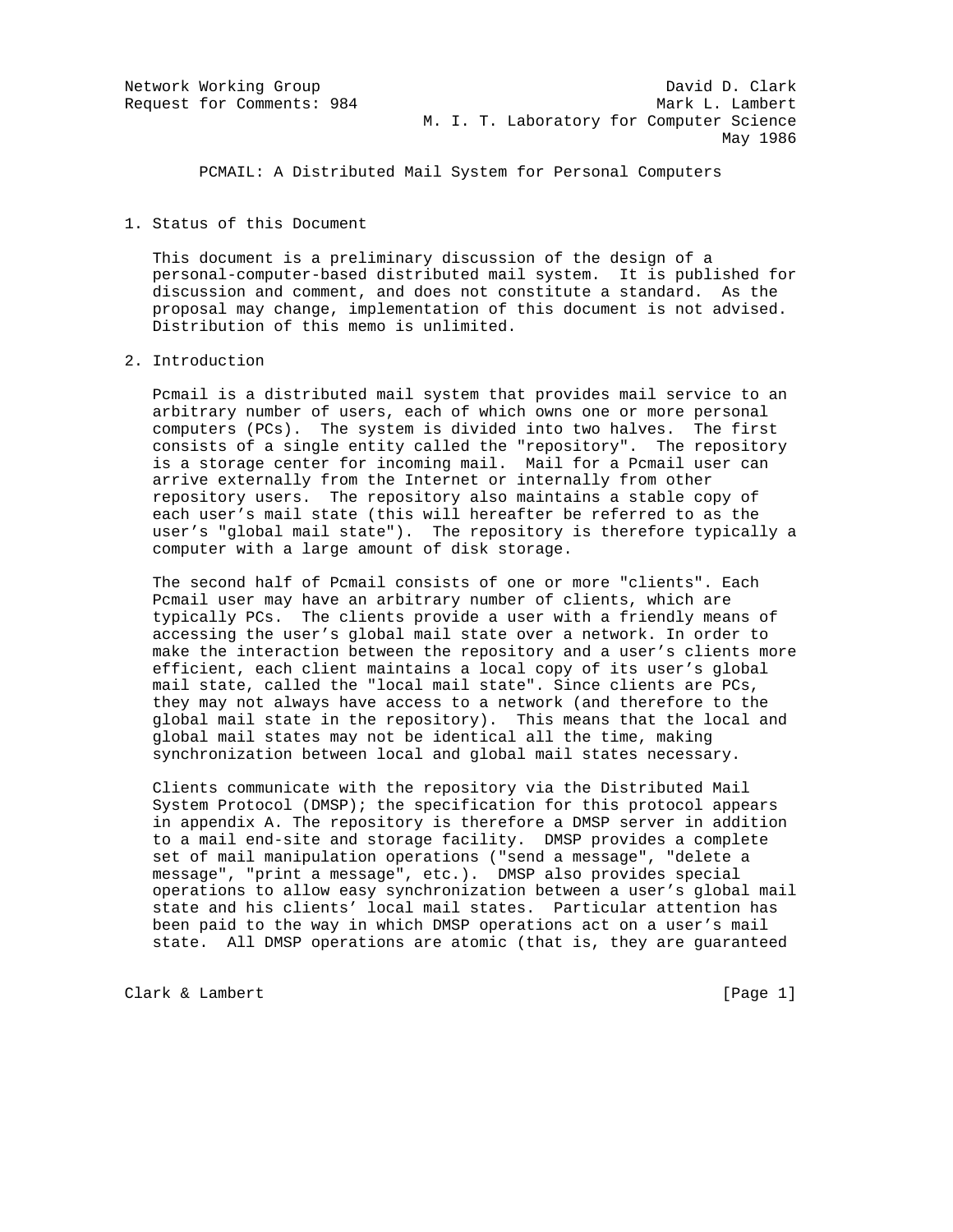Network Working Group David D. Clark
Request for Comments: 984 Mark L. Lambert
M. I. T. Laboratory for Computer Science
May 1986

# PCMAIL: A Distributed Mail System for Personal Computers

## 1. Status of this Document

This document is a preliminary discussion of the design of a personal-computer-based distributed mail system. It is published for discussion and comment, and does not constitute a standard. As the proposal may change, implementation of this document is not advised. Distribution of this memo is unlimited.

## 2. Introduction

Pcmail is a distributed mail system that provides mail service to an arbitrary number of users, each of which owns one or more personal computers (PCs). The system is divided into two halves. The first consists of a single entity called the "repository". The repository is a storage center for incoming mail. Mail for a Pcmail user can arrive externally from the Internet or internally from other repository users. The repository also maintains a stable copy of each user's mail state (this will hereafter be referred to as the user's "global mail state"). The repository is therefore typically a computer with a large amount of disk storage.

The second half of Pcmail consists of one or more "clients". Each Pcmail user may have an arbitrary number of clients, which are typically PCs. The clients provide a user with a friendly means of accessing the user's global mail state over a network. In order to make the interaction between the repository and a user's clients more efficient, each client maintains a local copy of its user's global mail state, called the "local mail state". Since clients are PCs, they may not always have access to a network (and therefore to the global mail state in the repository). This means that the local and global mail states may not be identical all the time, making synchronization between local and global mail states necessary.

Clients communicate with the repository via the Distributed Mail System Protocol (DMSP); the specification for this protocol appears in appendix A. The repository is therefore a DMSP server in addition to a mail end-site and storage facility. DMSP provides a complete set of mail manipulation operations ("send a message", "delete a message", "print a message", etc.). DMSP also provides special operations to allow easy synchronization between a user's global mail state and his clients' local mail states. Particular attention has been paid to the way in which DMSP operations act on a user's mail state. All DMSP operations are atomic (that is, they are guaranteed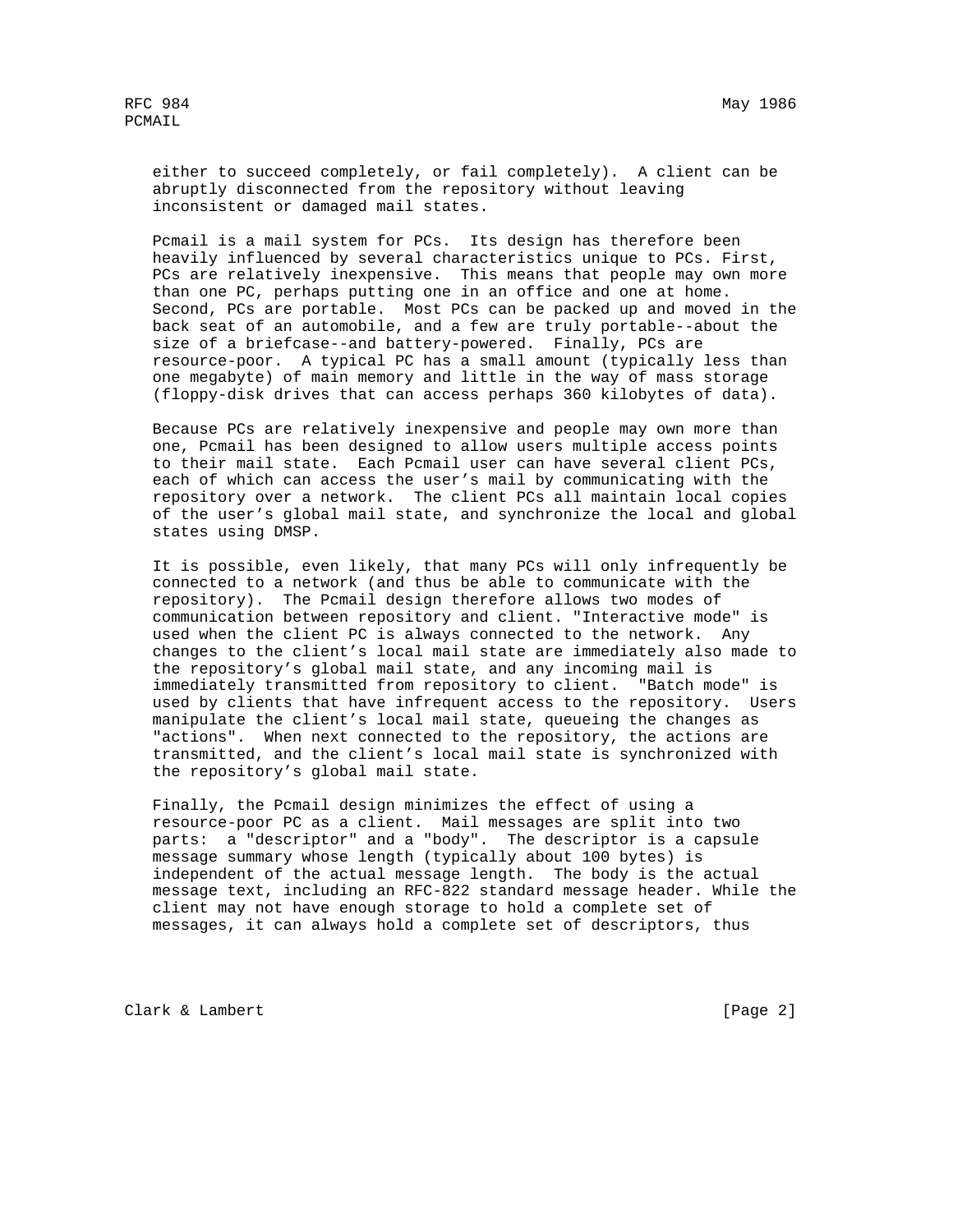either to succeed completely, or fail completely). A client can be abruptly disconnected from the repository without leaving inconsistent or damaged mail states.

Pcmail is a mail system for PCs. Its design has therefore been heavily influenced by several characteristics unique to PCs. First, PCs are relatively inexpensive. This means that people may own more than one PC, perhaps putting one in an office and one at home. Second, PCs are portable. Most PCs can be packed up and moved in the back seat of an automobile, and a few are truly portable--about the size of a briefcase--and battery-powered. Finally, PCs are resource-poor. A typical PC has a small amount (typically less than one megabyte) of main memory and little in the way of mass storage (floppy-disk drives that can access perhaps 360 kilobytes of data).

Because PCs are relatively inexpensive and people may own more than one, Pcmail has been designed to allow users multiple access points to their mail state. Each Pcmail user can have several client PCs, each of which can access the user's mail by communicating with the repository over a network. The client PCs all maintain local copies of the user's global mail state, and synchronize the local and global states using DMSP.

It is possible, even likely, that many PCs will only infrequently be connected to a network (and thus be able to communicate with the repository). The Pcmail design therefore allows two modes of communication between repository and client. "Interactive mode" is used when the client PC is always connected to the network. Any changes to the client's local mail state are immediately also made to the repository's global mail state, and any incoming mail is immediately transmitted from repository to client. "Batch mode" is used by clients that have infrequent access to the repository. Users manipulate the client's local mail state, queueing the changes as "actions". When next connected to the repository, the actions are transmitted, and the client's local mail state is synchronized with the repository's global mail state.

Finally, the Pcmail design minimizes the effect of using a resource-poor PC as a client. Mail messages are split into two parts: a "descriptor" and a "body". The descriptor is a capsule message summary whose length (typically about 100 bytes) is independent of the actual message length. The body is the actual message text, including an RFC-822 standard message header. While the client may not have enough storage to hold a complete set of messages, it can always hold a complete set of descriptors, thus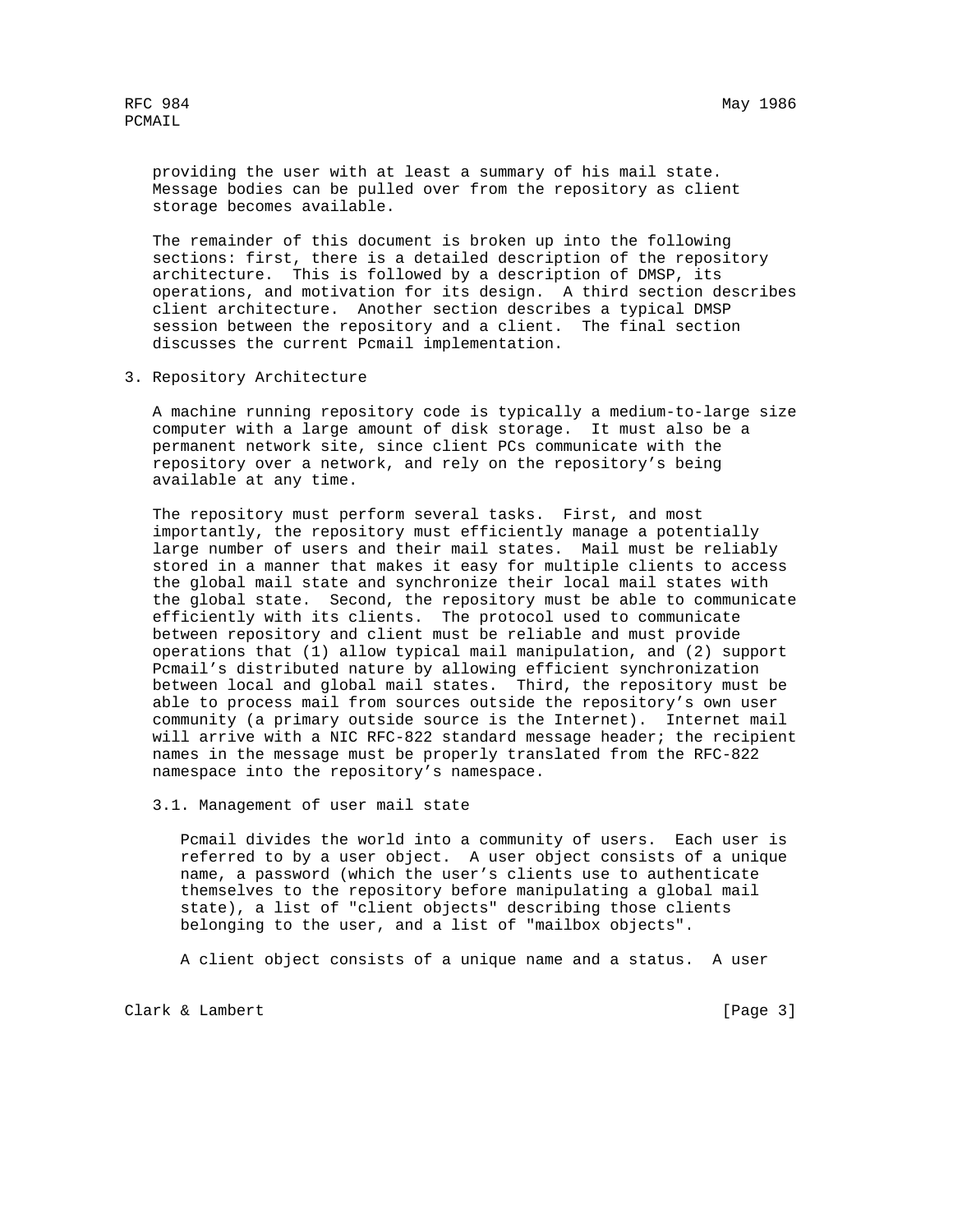providing the user with at least a summary of his mail state. Message bodies can be pulled over from the repository as client storage becomes available.

The remainder of this document is broken up into the following sections: first, there is a detailed description of the repository architecture. This is followed by a description of DMSP, its operations, and motivation for its design. A third section describes client architecture. Another section describes a typical DMSP session between the repository and a client. The final section discusses the current Pcmail implementation.

## 3. Repository Architecture

A machine running repository code is typically a medium-to-large size computer with a large amount of disk storage. It must also be a permanent network site, since client PCs communicate with the repository over a network, and rely on the repository's being available at any time.

The repository must perform several tasks. First, and most importantly, the repository must efficiently manage a potentially large number of users and their mail states. Mail must be reliably stored in a manner that makes it easy for multiple clients to access the global mail state and synchronize their local mail states with the global state. Second, the repository must be able to communicate efficiently with its clients. The protocol used to communicate between repository and client must be reliable and must provide operations that (1) allow typical mail manipulation, and (2) support Pcmail's distributed nature by allowing efficient synchronization between local and global mail states. Third, the repository must be able to process mail from sources outside the repository's own user community (a primary outside source is the Internet). Internet mail will arrive with a NIC RFC-822 standard message header; the recipient names in the message must be properly translated from the RFC-822 namespace into the repository's namespace.

### 3.1. Management of user mail state

Pcmail divides the world into a community of users. Each user is referred to by a user object. A user object consists of a unique name, a password (which the user's clients use to authenticate themselves to the repository before manipulating a global mail state), a list of "client objects" describing those clients belonging to the user, and a list of "mailbox objects".

A client object consists of a unique name and a status. A user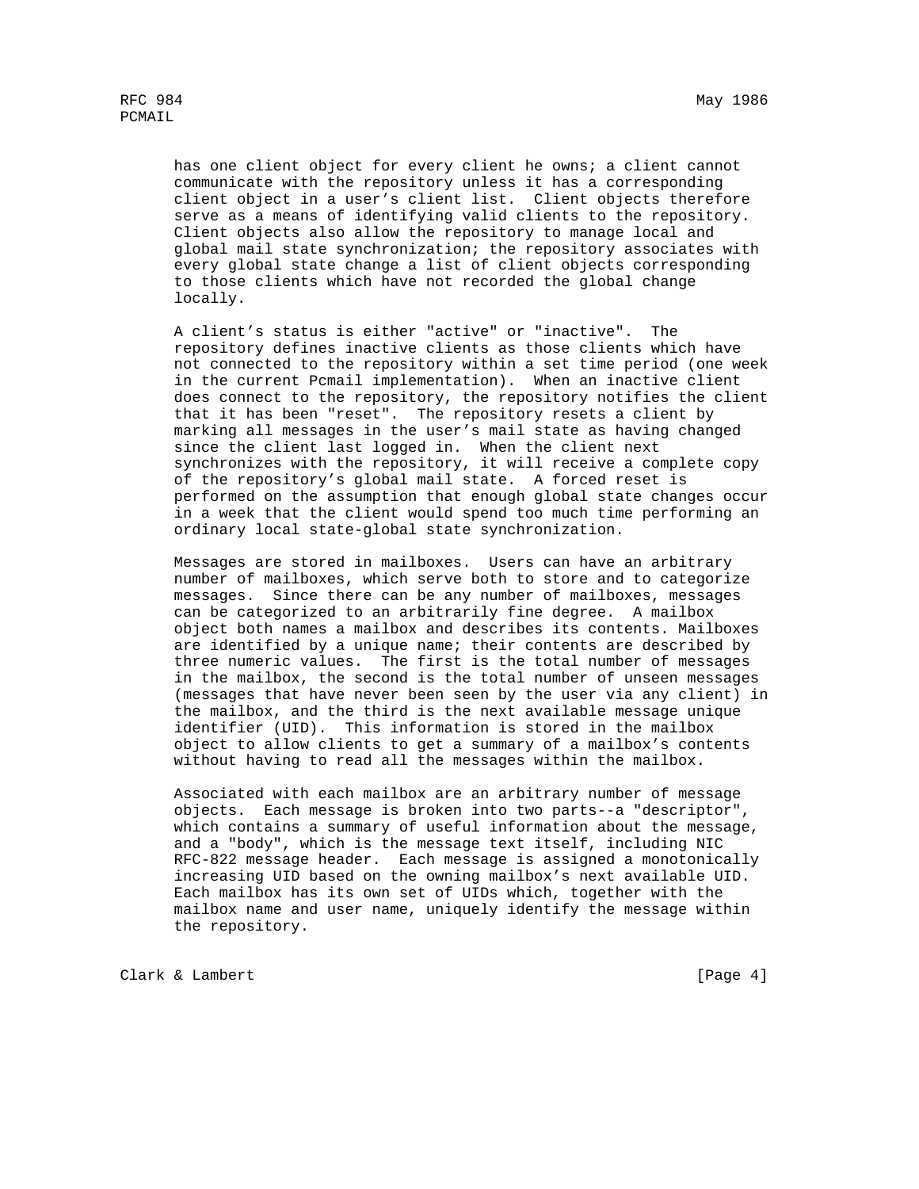has one client object for every client he owns; a client cannot communicate with the repository unless it has a corresponding client object in a user's client list. Client objects therefore serve as a means of identifying valid clients to the repository. Client objects also allow the repository to manage local and global mail state synchronization; the repository associates with every global state change a list of client objects corresponding to those clients which have not recorded the global change locally.

A client's status is either "active" or "inactive". The repository defines inactive clients as those clients which have not connected to the repository within a set time period (one week in the current Pcmail implementation). When an inactive client does connect to the repository, the repository notifies the client that it has been "reset". The repository resets a client by marking all messages in the user's mail state as having changed since the client last logged in. When the client next synchronizes with the repository, it will receive a complete copy of the repository's global mail state. A forced reset is performed on the assumption that enough global state changes occur in a week that the client would spend too much time performing an ordinary local state-global state synchronization.

Messages are stored in mailboxes. Users can have an arbitrary number of mailboxes, which serve both to store and to categorize messages. Since there can be any number of mailboxes, messages can be categorized to an arbitrarily fine degree. A mailbox object both names a mailbox and describes its contents. Mailboxes are identified by a unique name; their contents are described by three numeric values. The first is the total number of messages in the mailbox, the second is the total number of unseen messages (messages that have never been seen by the user via any client) in the mailbox, and the third is the next available message unique identifier (UID). This information is stored in the mailbox object to allow clients to get a summary of a mailbox's contents without having to read all the messages within the mailbox.

Associated with each mailbox are an arbitrary number of message objects. Each message is broken into two parts--a "descriptor", which contains a summary of useful information about the message, and a "body", which is the message text itself, including NIC RFC-822 message header. Each message is assigned a monotonically increasing UID based on the owning mailbox's next available UID. Each mailbox has its own set of UIDs which, together with the mailbox name and user name, uniquely identify the message within the repository.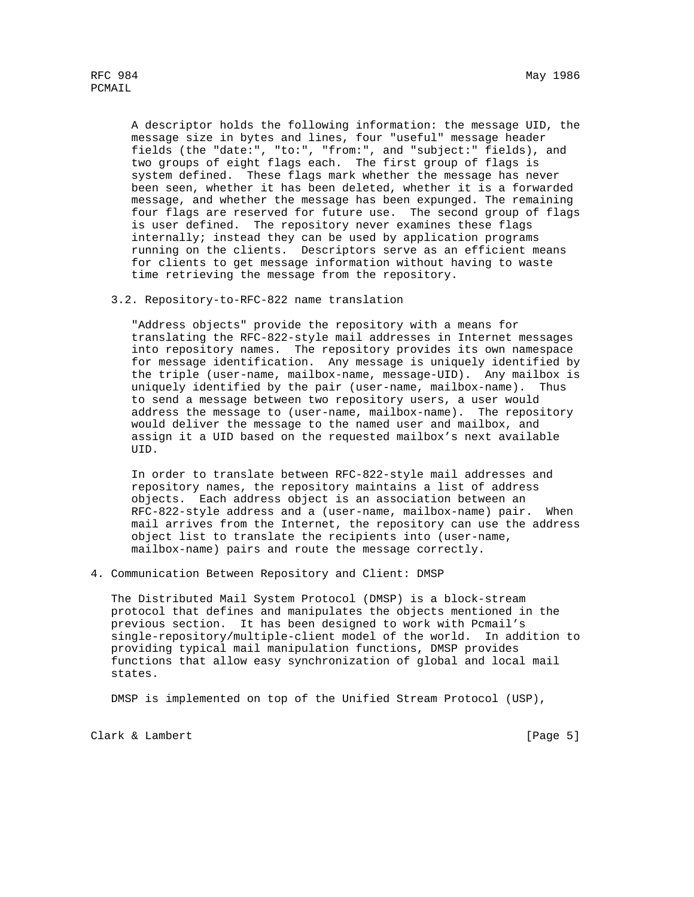A descriptor holds the following information: the message UID, the message size in bytes and lines, four "useful" message header fields (the "date:", "to:", "from:", and "subject:" fields), and two groups of eight flags each. The first group of flags is system defined. These flags mark whether the message has never been seen, whether it has been deleted, whether it is a forwarded message, and whether the message has been expunged. The remaining four flags are reserved for future use. The second group of flags is user defined. The repository never examines these flags internally; instead they can be used by application programs running on the clients. Descriptors serve as an efficient means for clients to get message information without having to waste time retrieving the message from the repository.

### 3.2. Repository-to-RFC-822 name translation

"Address objects" provide the repository with a means for translating the RFC-822-style mail addresses in Internet messages into repository names. The repository provides its own namespace for message identification. Any message is uniquely identified by the triple (user-name, mailbox-name, message-UID). Any mailbox is uniquely identified by the pair (user-name, mailbox-name). Thus to send a message between two repository users, a user would address the message to (user-name, mailbox-name). The repository would deliver the message to the named user and mailbox, and assign it a UID based on the requested mailbox's next available UID.

In order to translate between RFC-822-style mail addresses and repository names, the repository maintains a list of address objects. Each address object is an association between an RFC-822-style address and a (user-name, mailbox-name) pair. When mail arrives from the Internet, the repository can use the address object list to translate the recipients into (user-name, mailbox-name) pairs and route the message correctly.

## 4. Communication Between Repository and Client: DMSP

The Distributed Mail System Protocol (DMSP) is a block-stream protocol that defines and manipulates the objects mentioned in the previous section. It has been designed to work with Pcmail's single-repository/multiple-client model of the world. In addition to providing typical mail manipulation functions, DMSP provides functions that allow easy synchronization of global and local mail states.

DMSP is implemented on top of the Unified Stream Protocol (USP),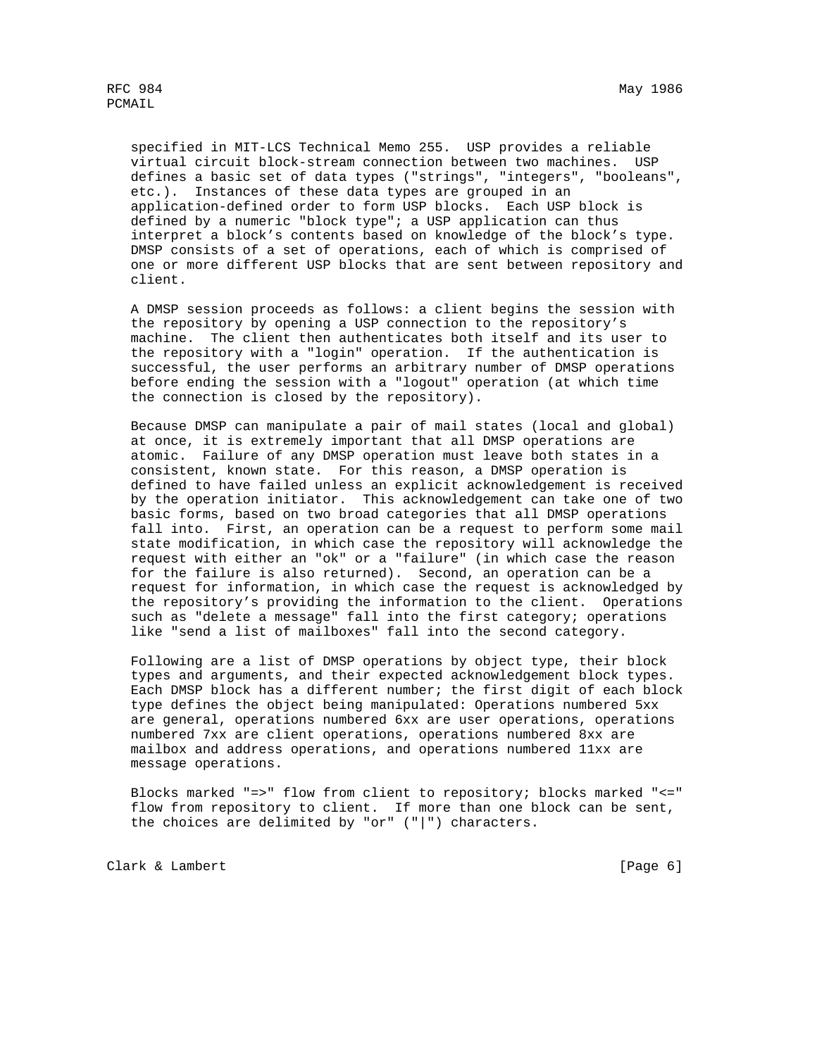specified in MIT-LCS Technical Memo 255. USP provides a reliable virtual circuit block-stream connection between two machines. USP defines a basic set of data types ("strings", "integers", "booleans", etc.). Instances of these data types are grouped in an application-defined order to form USP blocks. Each USP block is defined by a numeric "block type"; a USP application can thus interpret a block's contents based on knowledge of the block's type. DMSP consists of a set of operations, each of which is comprised of one or more different USP blocks that are sent between repository and client.

A DMSP session proceeds as follows: a client begins the session with the repository by opening a USP connection to the repository's machine. The client then authenticates both itself and its user to the repository with a "login" operation. If the authentication is successful, the user performs an arbitrary number of DMSP operations before ending the session with a "logout" operation (at which time the connection is closed by the repository).

Because DMSP can manipulate a pair of mail states (local and global) at once, it is extremely important that all DMSP operations are atomic. Failure of any DMSP operation must leave both states in a consistent, known state. For this reason, a DMSP operation is defined to have failed unless an explicit acknowledgement is received by the operation initiator. This acknowledgement can take one of two basic forms, based on two broad categories that all DMSP operations fall into. First, an operation can be a request to perform some mail state modification, in which case the repository will acknowledge the request with either an "ok" or a "failure" (in which case the reason for the failure is also returned). Second, an operation can be a request for information, in which case the request is acknowledged by the repository's providing the information to the client. Operations such as "delete a message" fall into the first category; operations like "send a list of mailboxes" fall into the second category.

Following are a list of DMSP operations by object type, their block types and arguments, and their expected acknowledgement block types. Each DMSP block has a different number; the first digit of each block type defines the object being manipulated: Operations numbered 5xx are general, operations numbered 6xx are user operations, operations numbered 7xx are client operations, operations numbered 8xx are mailbox and address operations, and operations numbered 11xx are message operations.

Blocks marked "=>" flow from client to repository; blocks marked "<=" flow from repository to client. If more than one block can be sent, the choices are delimited by "or" ("|") characters.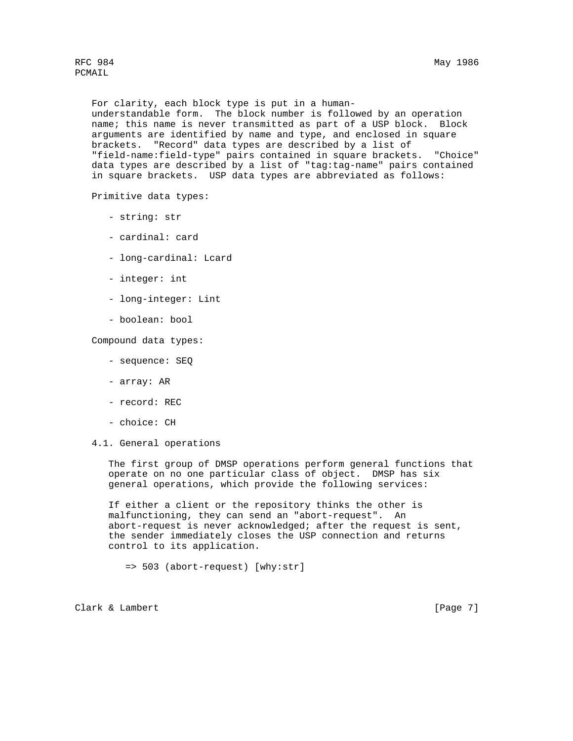For clarity, each block type is put in a human-understandable form. The block number is followed by an operation name; this name is never transmitted as part of a USP block. Block arguments are identified by name and type, and enclosed in square brackets. "Record" data types are described by a list of "field-name:field-type" pairs contained in square brackets. "Choice" data types are described by a list of "tag:tag-name" pairs contained in square brackets. USP data types are abbreviated as follows:

Primitive data types:

- string: str
- cardinal: card
- long-cardinal: Lcard
- integer: int
- long-integer: Lint
- boolean: bool

Compound data types:

- sequence: SEQ
- array: AR
- record: REC
- choice: CH

### 4.1. General operations

The first group of DMSP operations perform general functions that operate on no one particular class of object. DMSP has six general operations, which provide the following services:

If either a client or the repository thinks the other is malfunctioning, they can send an "abort-request". An abort-request is never acknowledged; after the request is sent, the sender immediately closes the USP connection and returns control to its application.

```
=> 503 (abort-request) [why:str]
```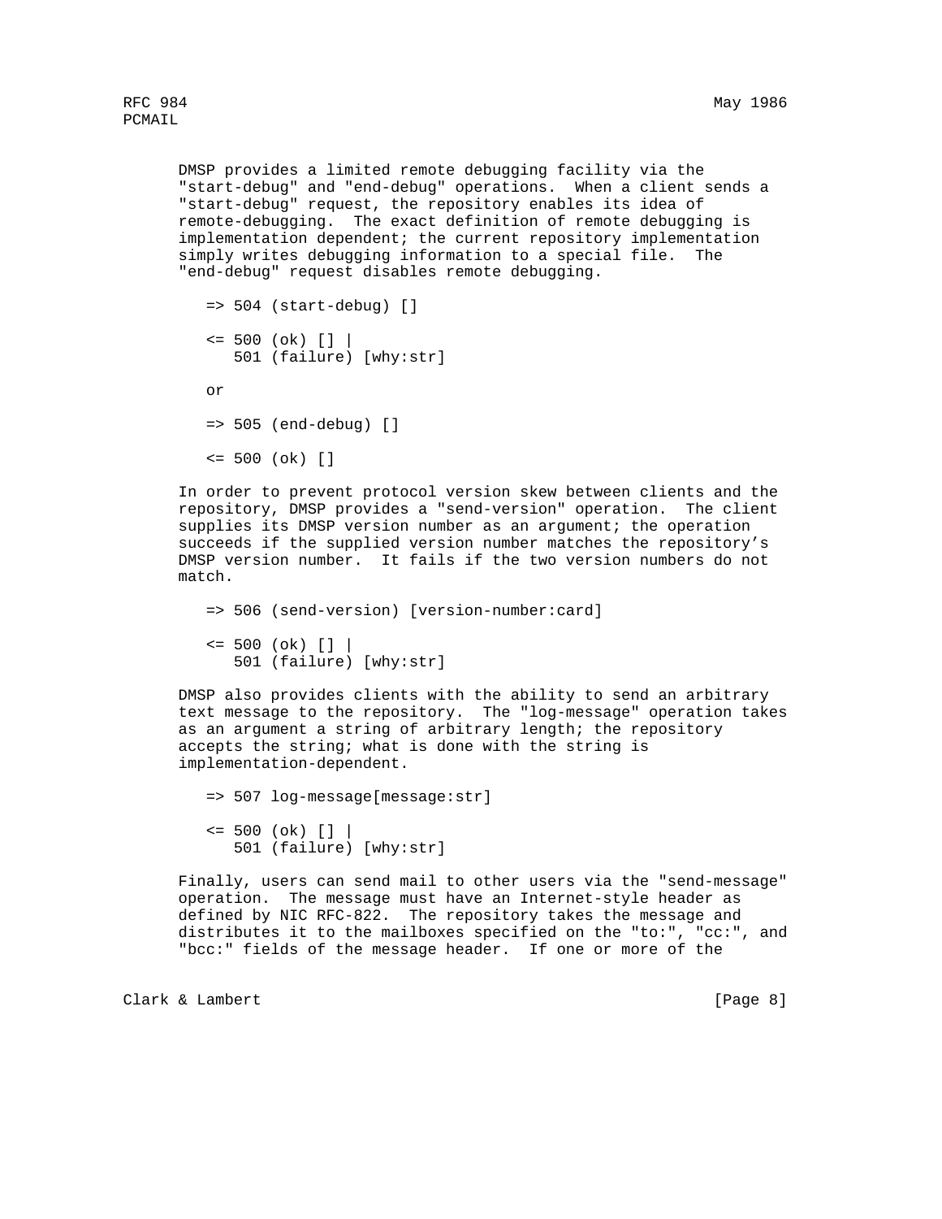DMSP provides a limited remote debugging facility via the "start-debug" and "end-debug" operations. When a client sends a "start-debug" request, the repository enables its idea of remote-debugging. The exact definition of remote debugging is implementation dependent; the current repository implementation simply writes debugging information to a special file. The "end-debug" request disables remote debugging.

```
=> 504 (start-debug) []

<= 500 (ok) [] |
   501 (failure) [why:str]

or

=> 505 (end-debug) []

<= 500 (ok) []
```

In order to prevent protocol version skew between clients and the repository, DMSP provides a "send-version" operation. The client supplies its DMSP version number as an argument; the operation succeeds if the supplied version number matches the repository's DMSP version number. It fails if the two version numbers do not match.

```
=> 506 (send-version) [version-number:card]

<= 500 (ok) [] |
   501 (failure) [why:str]
```

DMSP also provides clients with the ability to send an arbitrary text message to the repository. The "log-message" operation takes as an argument a string of arbitrary length; the repository accepts the string; what is done with the string is implementation-dependent.

```
=> 507 log-message[message:str]

<= 500 (ok) [] |
   501 (failure) [why:str]
```

Finally, users can send mail to other users via the "send-message" operation. The message must have an Internet-style header as defined by NIC RFC-822. The repository takes the message and distributes it to the mailboxes specified on the "to:", "cc:", and "bcc:" fields of the message header. If one or more of the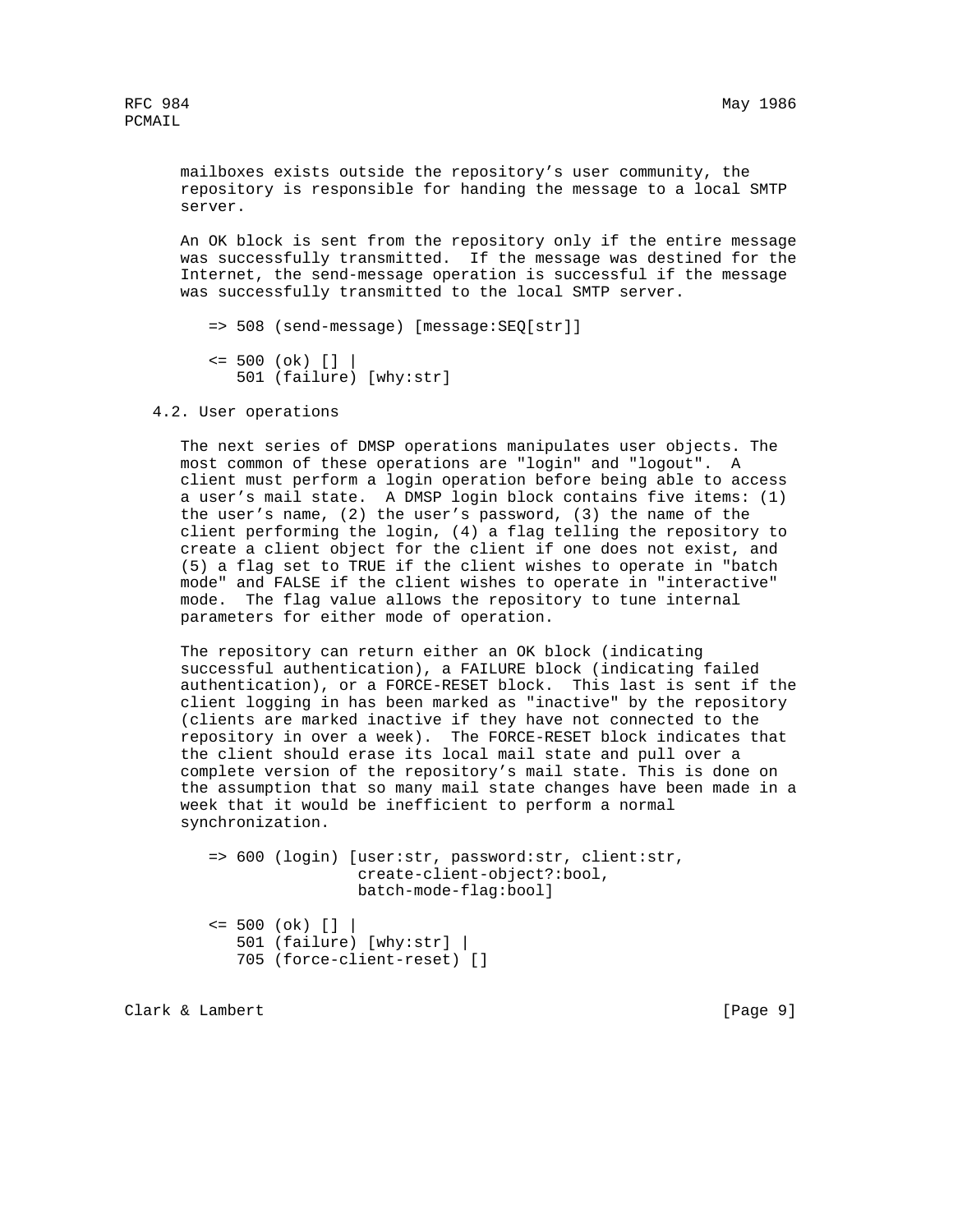mailboxes exists outside the repository's user community, the repository is responsible for handing the message to a local SMTP server.

An OK block is sent from the repository only if the entire message was successfully transmitted. If the message was destined for the Internet, the send-message operation is successful if the message was successfully transmitted to the local SMTP server.

```
=> 508 (send-message) [message:SEQ[str]]

<= 500 (ok) [] |
   501 (failure) [why:str]
```

### 4.2. User operations

The next series of DMSP operations manipulates user objects. The most common of these operations are "login" and "logout". A client must perform a login operation before being able to access a user's mail state. A DMSP login block contains five items: (1) the user's name, (2) the user's password, (3) the name of the client performing the login, (4) a flag telling the repository to create a client object for the client if one does not exist, and (5) a flag set to TRUE if the client wishes to operate in "batch mode" and FALSE if the client wishes to operate in "interactive" mode. The flag value allows the repository to tune internal parameters for either mode of operation.

The repository can return either an OK block (indicating successful authentication), a FAILURE block (indicating failed authentication), or a FORCE-RESET block. This last is sent if the client logging in has been marked as "inactive" by the repository (clients are marked inactive if they have not connected to the repository in over a week). The FORCE-RESET block indicates that the client should erase its local mail state and pull over a complete version of the repository's mail state. This is done on the assumption that so many mail state changes have been made in a week that it would be inefficient to perform a normal synchronization.

```
=> 600 (login) [user:str, password:str, client:str,
                create-client-object?:bool,
                batch-mode-flag:bool]

<= 500 (ok) [] |
   501 (failure) [why:str] |
   705 (force-client-reset) []
```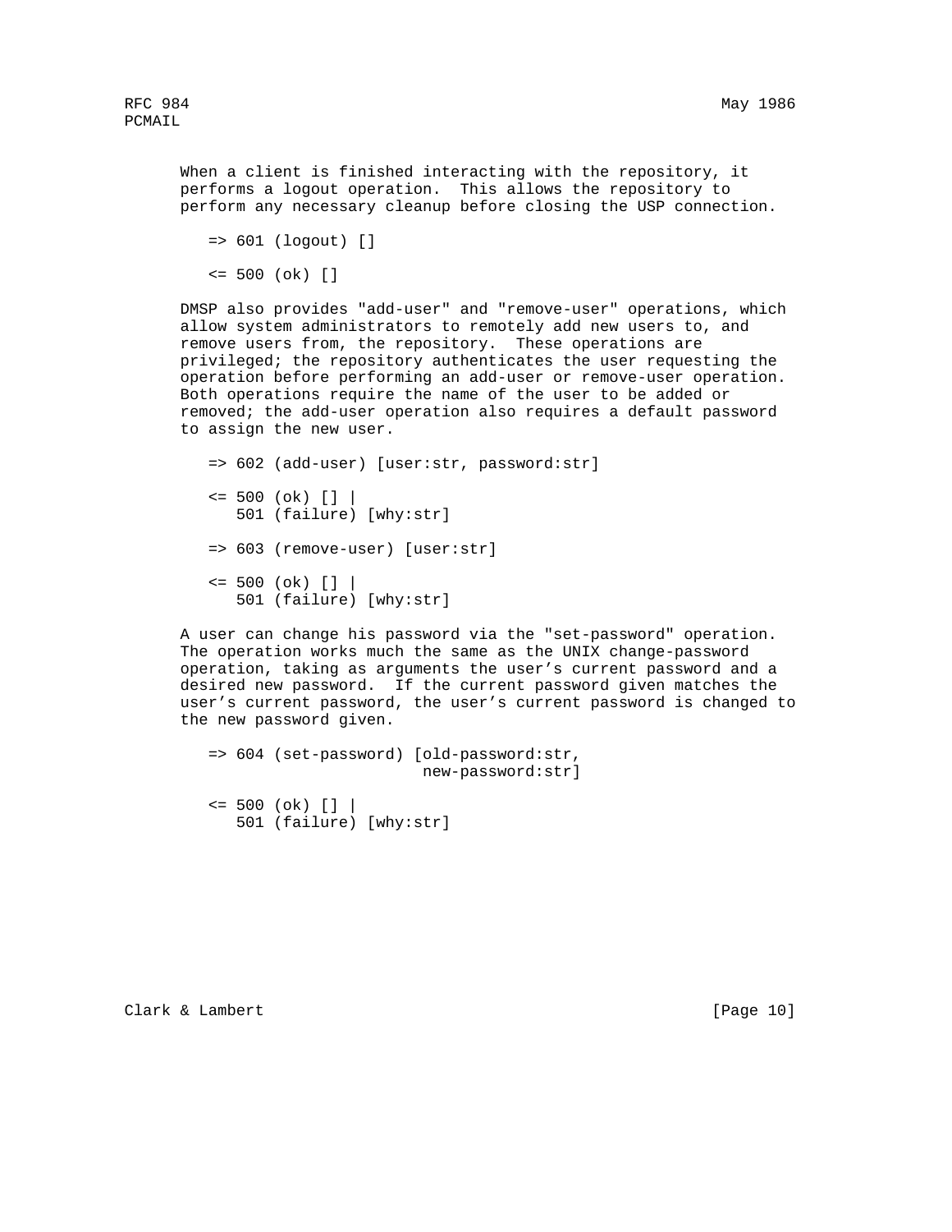When a client is finished interacting with the repository, it performs a logout operation. This allows the repository to perform any necessary cleanup before closing the USP connection.

```
=> 601 (logout) []

<= 500 (ok) []
```

DMSP also provides "add-user" and "remove-user" operations, which allow system administrators to remotely add new users to, and remove users from, the repository. These operations are privileged; the repository authenticates the user requesting the operation before performing an add-user or remove-user operation. Both operations require the name of the user to be added or removed; the add-user operation also requires a default password to assign the new user.

```
=> 602 (add-user) [user:str, password:str]

<= 500 (ok) [] |
   501 (failure) [why:str]

=> 603 (remove-user) [user:str]

<= 500 (ok) [] |
   501 (failure) [why:str]
```

A user can change his password via the "set-password" operation. The operation works much the same as the UNIX change-password operation, taking as arguments the user's current password and a desired new password. If the current password given matches the user's current password, the user's current password is changed to the new password given.

```
=> 604 (set-password) [old-password:str,
                       new-password:str]

<= 500 (ok) [] |
   501 (failure) [why:str]
```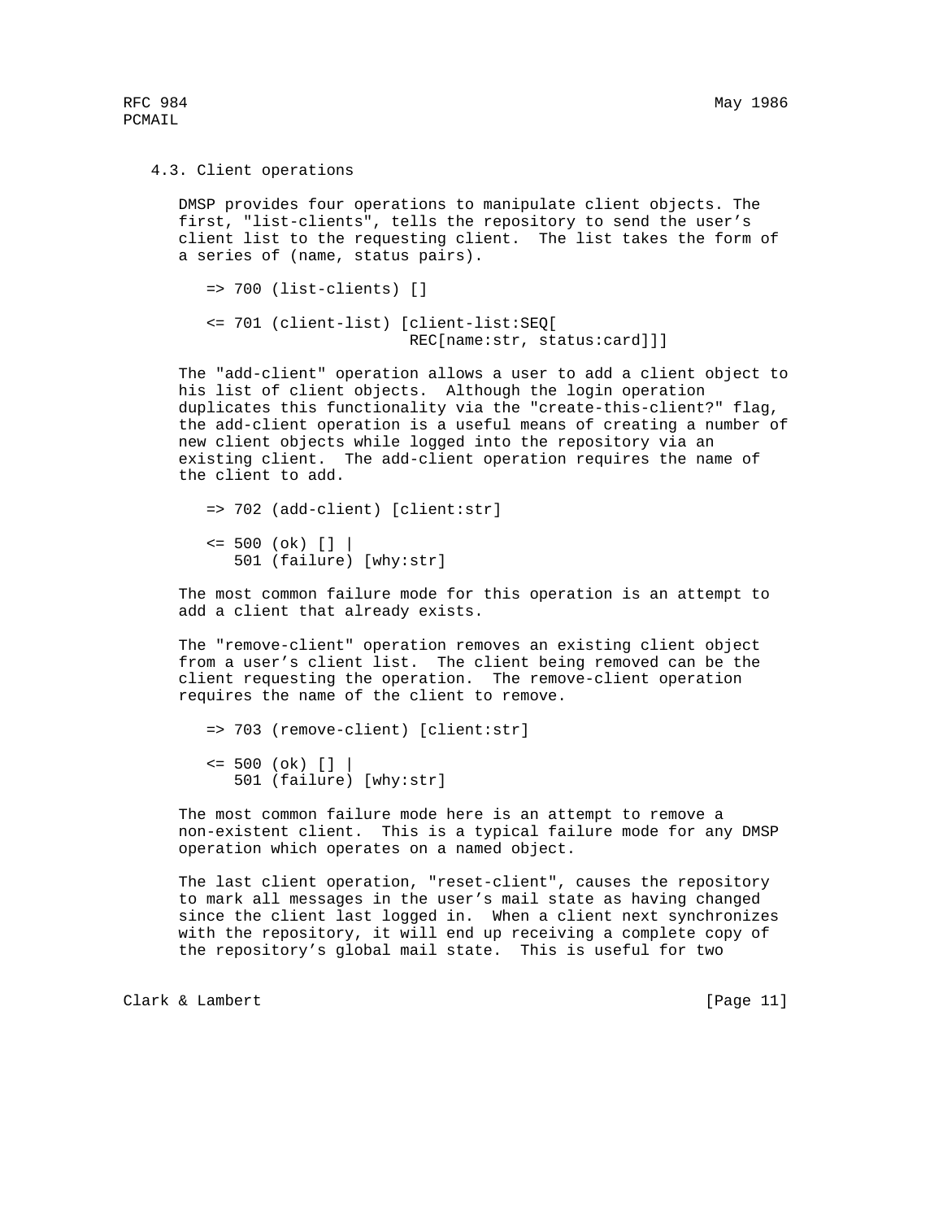### 4.3. Client operations

DMSP provides four operations to manipulate client objects. The first, "list-clients", tells the repository to send the user's client list to the requesting client. The list takes the form of a series of (name, status pairs).

```
=> 700 (list-clients) []

<= 701 (client-list) [client-list:SEQ[
                        REC[name:str, status:card]]]
```

The "add-client" operation allows a user to add a client object to his list of client objects. Although the login operation duplicates this functionality via the "create-this-client?" flag, the add-client operation is a useful means of creating a number of new client objects while logged into the repository via an existing client. The add-client operation requires the name of the client to add.

```
=> 702 (add-client) [client:str]

<= 500 (ok) [] |
   501 (failure) [why:str]
```

The most common failure mode for this operation is an attempt to add a client that already exists.

The "remove-client" operation removes an existing client object from a user's client list. The client being removed can be the client requesting the operation. The remove-client operation requires the name of the client to remove.

```
=> 703 (remove-client) [client:str]

<= 500 (ok) [] |
   501 (failure) [why:str]
```

The most common failure mode here is an attempt to remove a non-existent client. This is a typical failure mode for any DMSP operation which operates on a named object.

The last client operation, "reset-client", causes the repository to mark all messages in the user's mail state as having changed since the client last logged in. When a client next synchronizes with the repository, it will end up receiving a complete copy of the repository's global mail state. This is useful for two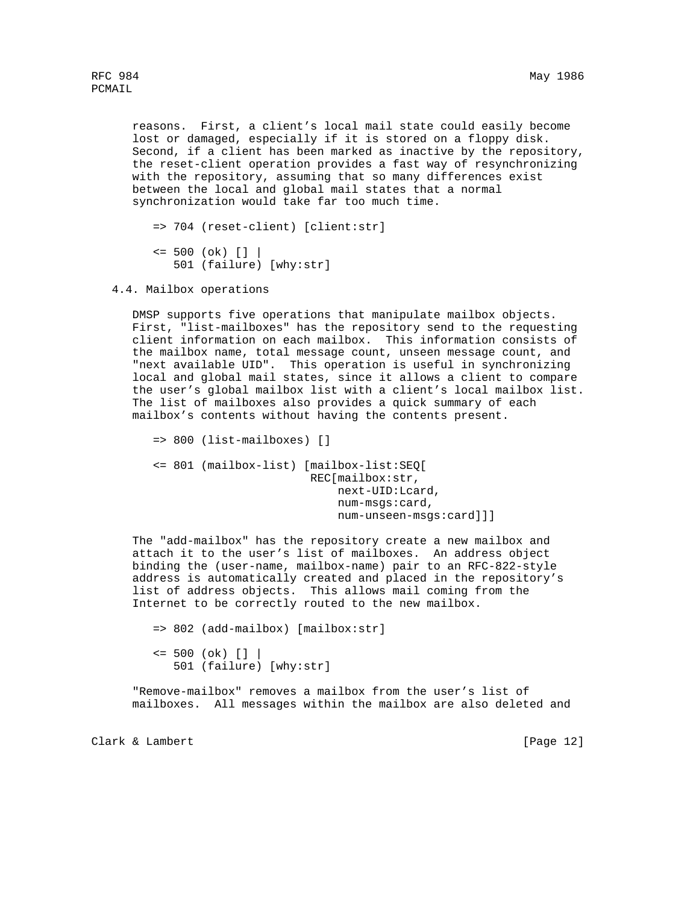reasons. First, a client's local mail state could easily become lost or damaged, especially if it is stored on a floppy disk. Second, if a client has been marked as inactive by the repository, the reset-client operation provides a fast way of resynchronizing with the repository, assuming that so many differences exist between the local and global mail states that a normal synchronization would take far too much time.

```
=> 704 (reset-client) [client:str]

<= 500 (ok) [] |
   501 (failure) [why:str]
```

### 4.4. Mailbox operations

DMSP supports five operations that manipulate mailbox objects. First, "list-mailboxes" has the repository send to the requesting client information on each mailbox. This information consists of the mailbox name, total message count, unseen message count, and "next available UID". This operation is useful in synchronizing local and global mail states, since it allows a client to compare the user's global mailbox list with a client's local mailbox list. The list of mailboxes also provides a quick summary of each mailbox's contents without having the contents present.

```
=> 800 (list-mailboxes) []

<= 801 (mailbox-list) [mailbox-list:SEQ[
                         REC[mailbox:str,
                             next-UID:Lcard,
                             num-msgs:card,
                             num-unseen-msgs:card]]]
```

The "add-mailbox" has the repository create a new mailbox and attach it to the user's list of mailboxes. An address object binding the (user-name, mailbox-name) pair to an RFC-822-style address is automatically created and placed in the repository's list of address objects. This allows mail coming from the Internet to be correctly routed to the new mailbox.

```
=> 802 (add-mailbox) [mailbox:str]

<= 500 (ok) [] |
   501 (failure) [why:str]
```

"Remove-mailbox" removes a mailbox from the user's list of mailboxes. All messages within the mailbox are also deleted and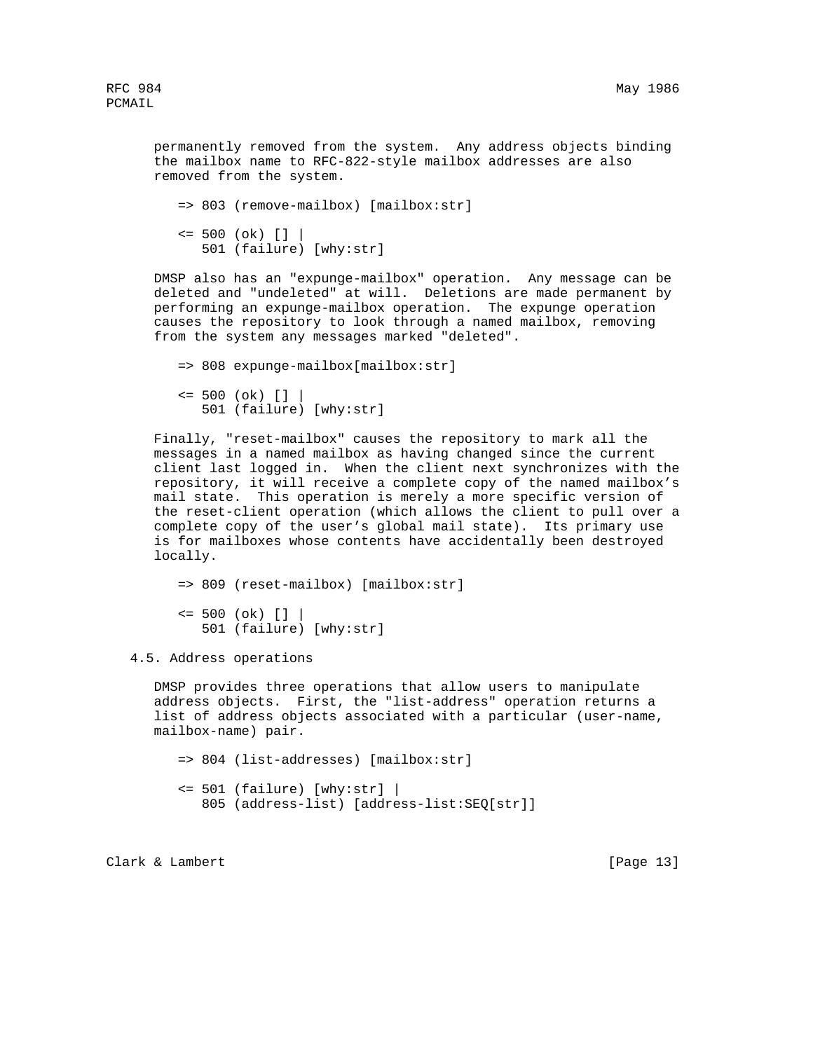permanently removed from the system. Any address objects binding the mailbox name to RFC-822-style mailbox addresses are also removed from the system.

```
=> 803 (remove-mailbox) [mailbox:str]

<= 500 (ok) [] |
   501 (failure) [why:str]
```

DMSP also has an "expunge-mailbox" operation. Any message can be deleted and "undeleted" at will. Deletions are made permanent by performing an expunge-mailbox operation. The expunge operation causes the repository to look through a named mailbox, removing from the system any messages marked "deleted".

```
=> 808 expunge-mailbox[mailbox:str]

<= 500 (ok) [] |
   501 (failure) [why:str]
```

Finally, "reset-mailbox" causes the repository to mark all the messages in a named mailbox as having changed since the current client last logged in. When the client next synchronizes with the repository, it will receive a complete copy of the named mailbox's mail state. This operation is merely a more specific version of the reset-client operation (which allows the client to pull over a complete copy of the user's global mail state). Its primary use is for mailboxes whose contents have accidentally been destroyed locally.

```
=> 809 (reset-mailbox) [mailbox:str]

<= 500 (ok) [] |
   501 (failure) [why:str]
```

### 4.5. Address operations

DMSP provides three operations that allow users to manipulate address objects. First, the "list-address" operation returns a list of address objects associated with a particular (user-name, mailbox-name) pair.

```
=> 804 (list-addresses) [mailbox:str]

<= 501 (failure) [why:str] |
   805 (address-list) [address-list:SEQ[str]]
```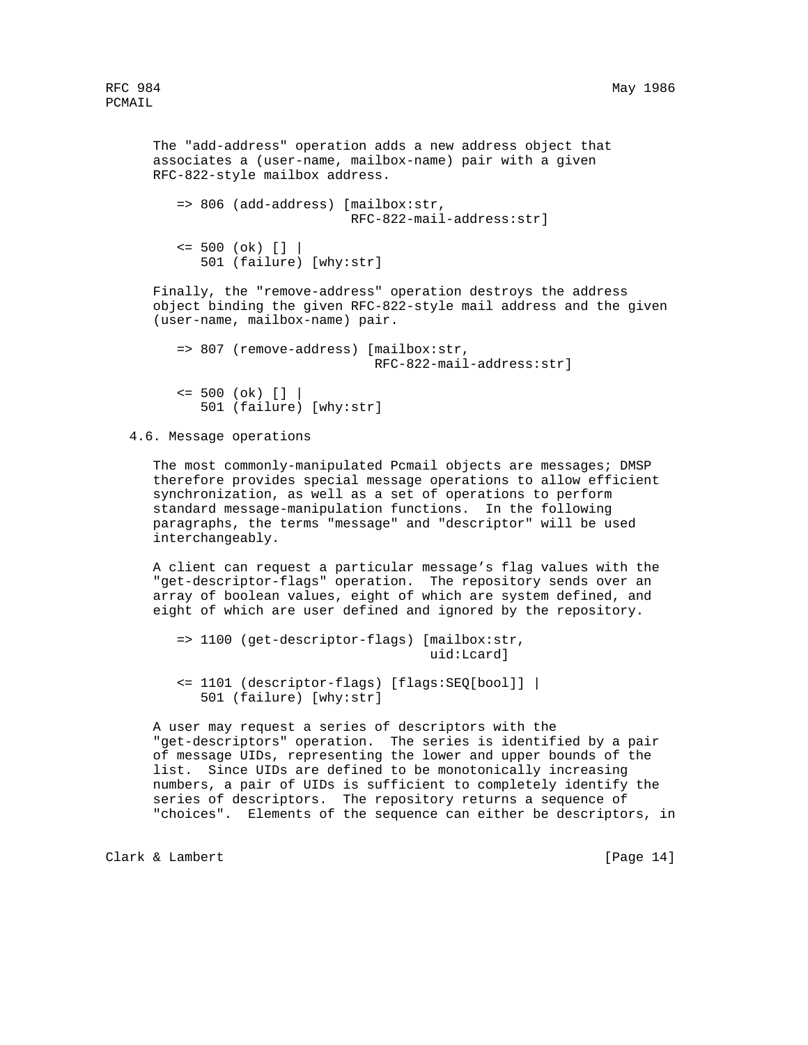The "add-address" operation adds a new address object that associates a (user-name, mailbox-name) pair with a given RFC-822-style mailbox address.

```
=> 806 (add-address) [mailbox:str,
                      RFC-822-mail-address:str]

<= 500 (ok) [] |
   501 (failure) [why:str]
```

Finally, the "remove-address" operation destroys the address object binding the given RFC-822-style mail address and the given (user-name, mailbox-name) pair.

```
=> 807 (remove-address) [mailbox:str,
                         RFC-822-mail-address:str]

<= 500 (ok) [] |
   501 (failure) [why:str]
```

### 4.6. Message operations

The most commonly-manipulated Pcmail objects are messages; DMSP therefore provides special message operations to allow efficient synchronization, as well as a set of operations to perform standard message-manipulation functions. In the following paragraphs, the terms "message" and "descriptor" will be used interchangeably.

A client can request a particular message's flag values with the "get-descriptor-flags" operation. The repository sends over an array of boolean values, eight of which are system defined, and eight of which are user defined and ignored by the repository.

```
=> 1100 (get-descriptor-flags) [mailbox:str,
                                uid:Lcard]

<= 1101 (descriptor-flags) [flags:SEQ[bool]] |
   501 (failure) [why:str]
```

A user may request a series of descriptors with the "get-descriptors" operation. The series is identified by a pair of message UIDs, representing the lower and upper bounds of the list. Since UIDs are defined to be monotonically increasing numbers, a pair of UIDs is sufficient to completely identify the series of descriptors. The repository returns a sequence of "choices". Elements of the sequence can either be descriptors, in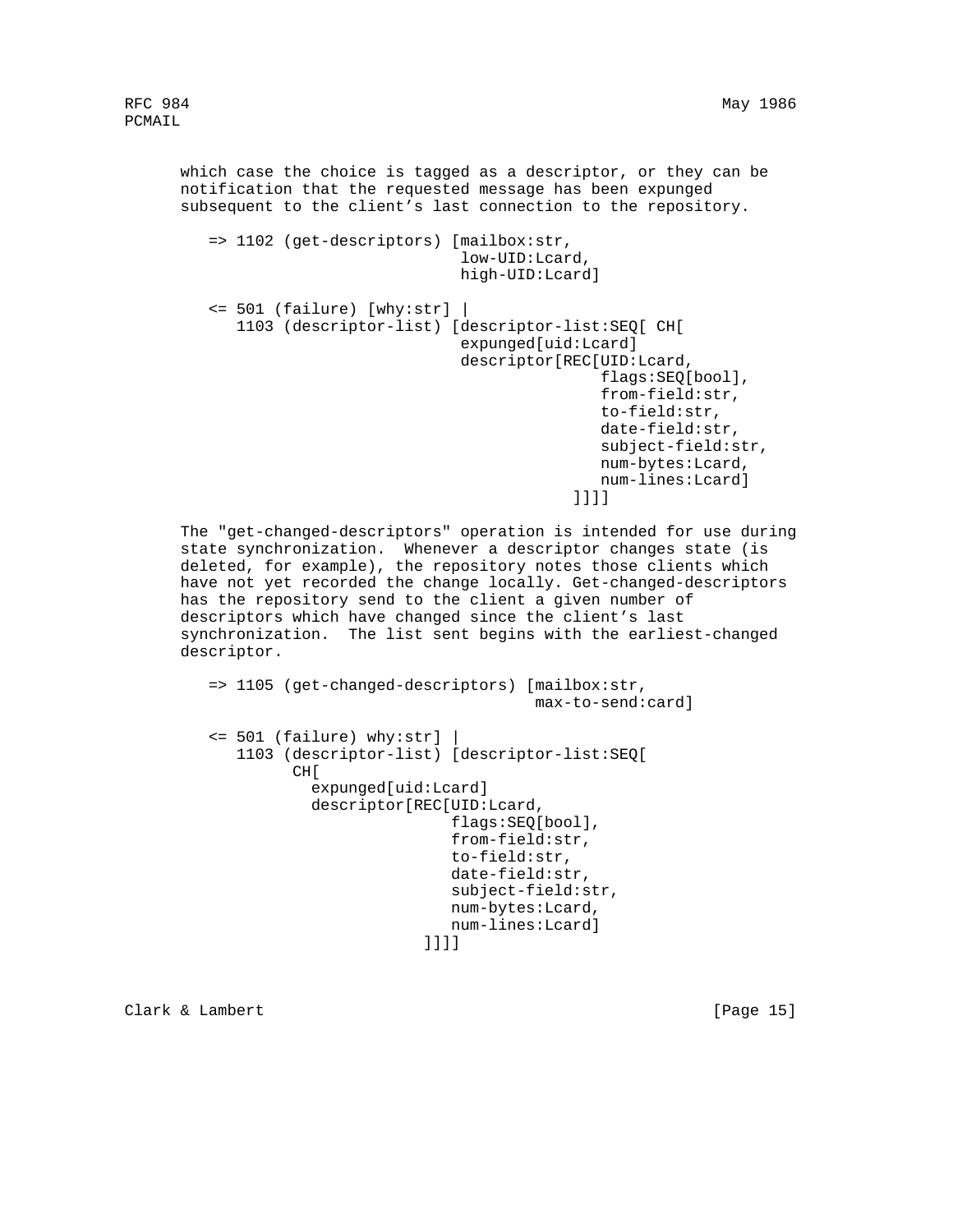which case the choice is tagged as a descriptor, or they can be notification that the requested message has been expunged subsequent to the client's last connection to the repository.

```
   => 1102 (get-descriptors) [mailbox:str,
                              low-UID:Lcard,
                              high-UID:Lcard]

   <= 501 (failure) [why:str] |
      1103 (descriptor-list) [descriptor-list:SEQ[ CH[
                              expunged[uid:Lcard]
                              descriptor[REC[UID:Lcard,
                                             flags:SEQ[bool],
                                             from-field:str,
                                             to-field:str,
                                             date-field:str,
                                             subject-field:str,
                                             num-bytes:Lcard,
                                             num-lines:Lcard]
                                         ]]]]
```

The "get-changed-descriptors" operation is intended for use during state synchronization. Whenever a descriptor changes state (is deleted, for example), the repository notes those clients which have not yet recorded the change locally. Get-changed-descriptors has the repository send to the client a given number of descriptors which have changed since the client's last synchronization. The list sent begins with the earliest-changed descriptor.

```
   => 1105 (get-changed-descriptors) [mailbox:str,
                                      max-to-send:card]

   <= 501 (failure) why:str] |
      1103 (descriptor-list) [descriptor-list:SEQ[
            CH[
              expunged[uid:Lcard]
              descriptor[REC[UID:Lcard,
                             flags:SEQ[bool],
                             from-field:str,
                             to-field:str,
                             date-field:str,
                             subject-field:str,
                             num-bytes:Lcard,
                             num-lines:Lcard]
                          ]]]]
```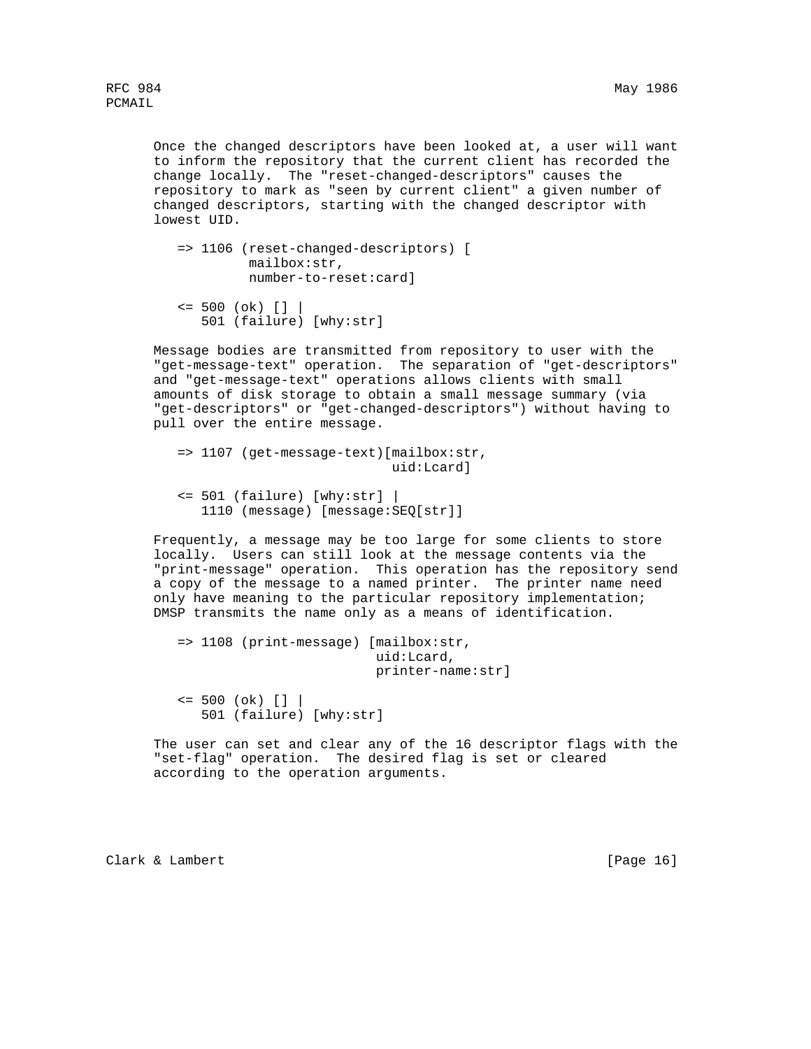Once the changed descriptors have been looked at, a user will want to inform the repository that the current client has recorded the change locally. The "reset-changed-descriptors" causes the repository to mark as "seen by current client" a given number of changed descriptors, starting with the changed descriptor with lowest UID.

```
=> 1106 (reset-changed-descriptors) [
         mailbox:str,
         number-to-reset:card]

<= 500 (ok) [] |
   501 (failure) [why:str]
```

Message bodies are transmitted from repository to user with the "get-message-text" operation. The separation of "get-descriptors" and "get-message-text" operations allows clients with small amounts of disk storage to obtain a small message summary (via "get-descriptors" or "get-changed-descriptors") without having to pull over the entire message.

```
=> 1107 (get-message-text)[mailbox:str,
                           uid:Lcard]

<= 501 (failure) [why:str] |
   1110 (message) [message:SEQ[str]]
```

Frequently, a message may be too large for some clients to store locally. Users can still look at the message contents via the "print-message" operation. This operation has the repository send a copy of the message to a named printer. The printer name need only have meaning to the particular repository implementation; DMSP transmits the name only as a means of identification.

```
=> 1108 (print-message) [mailbox:str,
                         uid:Lcard,
                         printer-name:str]

<= 500 (ok) [] |
   501 (failure) [why:str]
```

The user can set and clear any of the 16 descriptor flags with the "set-flag" operation. The desired flag is set or cleared according to the operation arguments.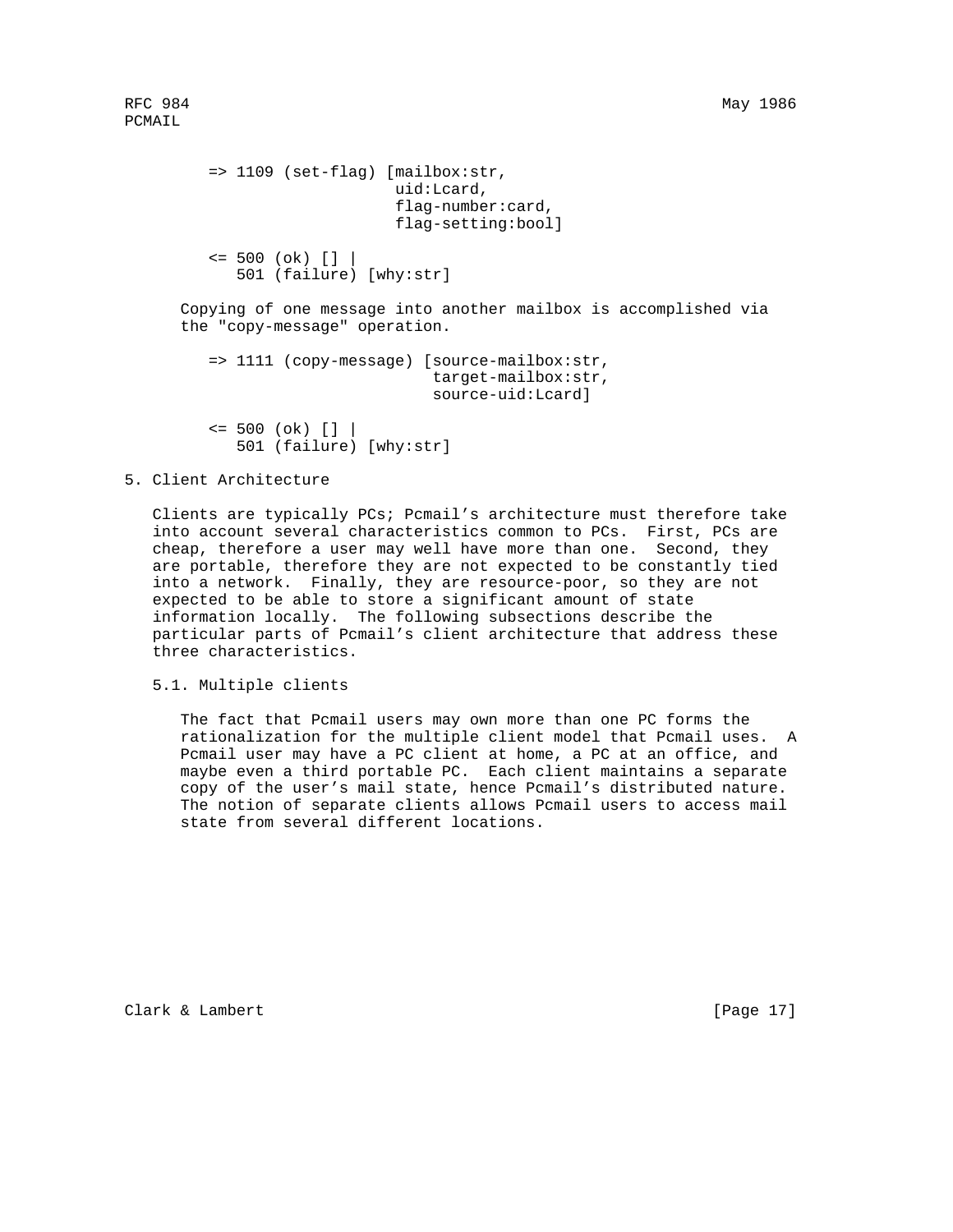```
=> 1109 (set-flag) [mailbox:str,
                    uid:Lcard,
                    flag-number:card,
                    flag-setting:bool]

<= 500 (ok) [] |
   501 (failure) [why:str]
```

Copying of one message into another mailbox is accomplished via the "copy-message" operation.

```
=> 1111 (copy-message) [source-mailbox:str,
                        target-mailbox:str,
                        source-uid:Lcard]

<= 500 (ok) [] |
   501 (failure) [why:str]
```

# 5. Client Architecture

Clients are typically PCs; Pcmail's architecture must therefore take into account several characteristics common to PCs. First, PCs are cheap, therefore a user may well have more than one. Second, they are portable, therefore they are not expected to be constantly tied into a network. Finally, they are resource-poor, so they are not expected to be able to store a significant amount of state information locally. The following subsections describe the particular parts of Pcmail's client architecture that address these three characteristics.

## 5.1. Multiple clients

The fact that Pcmail users may own more than one PC forms the rationalization for the multiple client model that Pcmail uses. A Pcmail user may have a PC client at home, a PC at an office, and maybe even a third portable PC. Each client maintains a separate copy of the user's mail state, hence Pcmail's distributed nature. The notion of separate clients allows Pcmail users to access mail state from several different locations.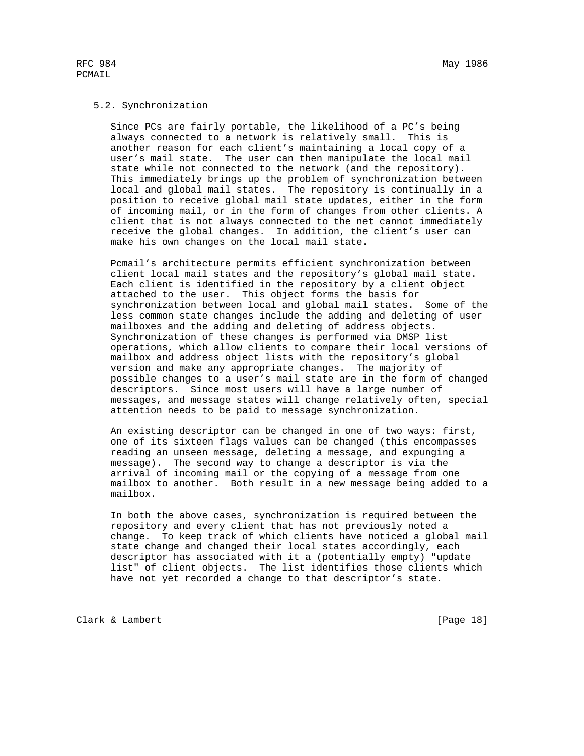### 5.2. Synchronization

Since PCs are fairly portable, the likelihood of a PC's being always connected to a network is relatively small. This is another reason for each client's maintaining a local copy of a user's mail state. The user can then manipulate the local mail state while not connected to the network (and the repository). This immediately brings up the problem of synchronization between local and global mail states. The repository is continually in a position to receive global mail state updates, either in the form of incoming mail, or in the form of changes from other clients. A client that is not always connected to the net cannot immediately receive the global changes. In addition, the client's user can make his own changes on the local mail state.

Pcmail's architecture permits efficient synchronization between client local mail states and the repository's global mail state. Each client is identified in the repository by a client object attached to the user. This object forms the basis for synchronization between local and global mail states. Some of the less common state changes include the adding and deleting of user mailboxes and the adding and deleting of address objects. Synchronization of these changes is performed via DMSP list operations, which allow clients to compare their local versions of mailbox and address object lists with the repository's global version and make any appropriate changes. The majority of possible changes to a user's mail state are in the form of changed descriptors. Since most users will have a large number of messages, and message states will change relatively often, special attention needs to be paid to message synchronization.

An existing descriptor can be changed in one of two ways: first, one of its sixteen flags values can be changed (this encompasses reading an unseen message, deleting a message, and expunging a message). The second way to change a descriptor is via the arrival of incoming mail or the copying of a message from one mailbox to another. Both result in a new message being added to a mailbox.

In both the above cases, synchronization is required between the repository and every client that has not previously noted a change. To keep track of which clients have noticed a global mail state change and changed their local states accordingly, each descriptor has associated with it a (potentially empty) "update list" of client objects. The list identifies those clients which have not yet recorded a change to that descriptor's state.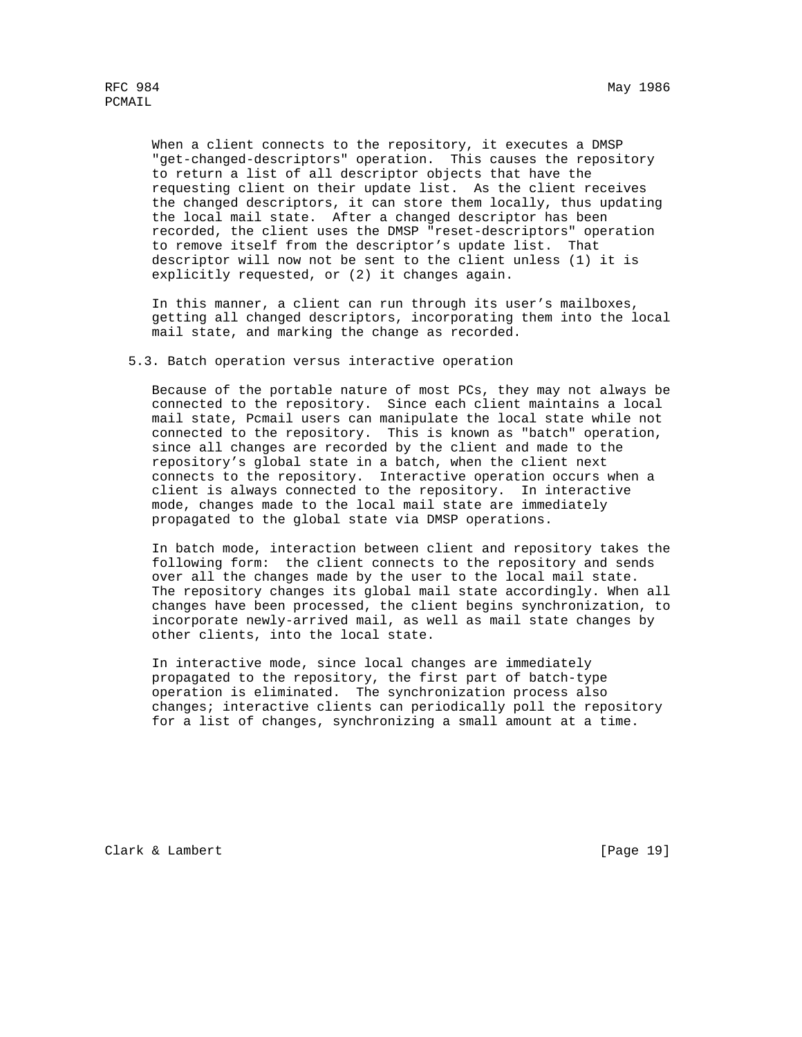When a client connects to the repository, it executes a DMSP "get-changed-descriptors" operation. This causes the repository to return a list of all descriptor objects that have the requesting client on their update list. As the client receives the changed descriptors, it can store them locally, thus updating the local mail state. After a changed descriptor has been recorded, the client uses the DMSP "reset-descriptors" operation to remove itself from the descriptor's update list. That descriptor will now not be sent to the client unless (1) it is explicitly requested, or (2) it changes again.

In this manner, a client can run through its user's mailboxes, getting all changed descriptors, incorporating them into the local mail state, and marking the change as recorded.

### 5.3. Batch operation versus interactive operation

Because of the portable nature of most PCs, they may not always be connected to the repository. Since each client maintains a local mail state, Pcmail users can manipulate the local state while not connected to the repository. This is known as "batch" operation, since all changes are recorded by the client and made to the repository's global state in a batch, when the client next connects to the repository. Interactive operation occurs when a client is always connected to the repository. In interactive mode, changes made to the local mail state are immediately propagated to the global state via DMSP operations.

In batch mode, interaction between client and repository takes the following form: the client connects to the repository and sends over all the changes made by the user to the local mail state. The repository changes its global mail state accordingly. When all changes have been processed, the client begins synchronization, to incorporate newly-arrived mail, as well as mail state changes by other clients, into the local state.

In interactive mode, since local changes are immediately propagated to the repository, the first part of batch-type operation is eliminated. The synchronization process also changes; interactive clients can periodically poll the repository for a list of changes, synchronizing a small amount at a time.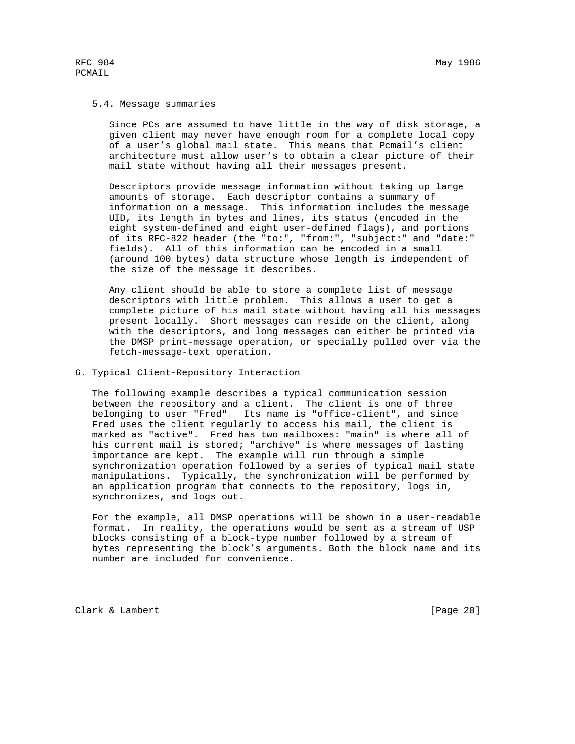### 5.4. Message summaries

Since PCs are assumed to have little in the way of disk storage, a given client may never have enough room for a complete local copy of a user's global mail state. This means that Pcmail's client architecture must allow user's to obtain a clear picture of their mail state without having all their messages present.

Descriptors provide message information without taking up large amounts of storage. Each descriptor contains a summary of information on a message. This information includes the message UID, its length in bytes and lines, its status (encoded in the eight system-defined and eight user-defined flags), and portions of its RFC-822 header (the "to:", "from:", "subject:" and "date:" fields). All of this information can be encoded in a small (around 100 bytes) data structure whose length is independent of the size of the message it describes.

Any client should be able to store a complete list of message descriptors with little problem. This allows a user to get a complete picture of his mail state without having all his messages present locally. Short messages can reside on the client, along with the descriptors, and long messages can either be printed via the DMSP print-message operation, or specially pulled over via the fetch-message-text operation.

## 6. Typical Client-Repository Interaction

The following example describes a typical communication session between the repository and a client. The client is one of three belonging to user "Fred". Its name is "office-client", and since Fred uses the client regularly to access his mail, the client is marked as "active". Fred has two mailboxes: "main" is where all of his current mail is stored; "archive" is where messages of lasting importance are kept. The example will run through a simple synchronization operation followed by a series of typical mail state manipulations. Typically, the synchronization will be performed by an application program that connects to the repository, logs in, synchronizes, and logs out.

For the example, all DMSP operations will be shown in a user-readable format. In reality, the operations would be sent as a stream of USP blocks consisting of a block-type number followed by a stream of bytes representing the block's arguments. Both the block name and its number are included for convenience.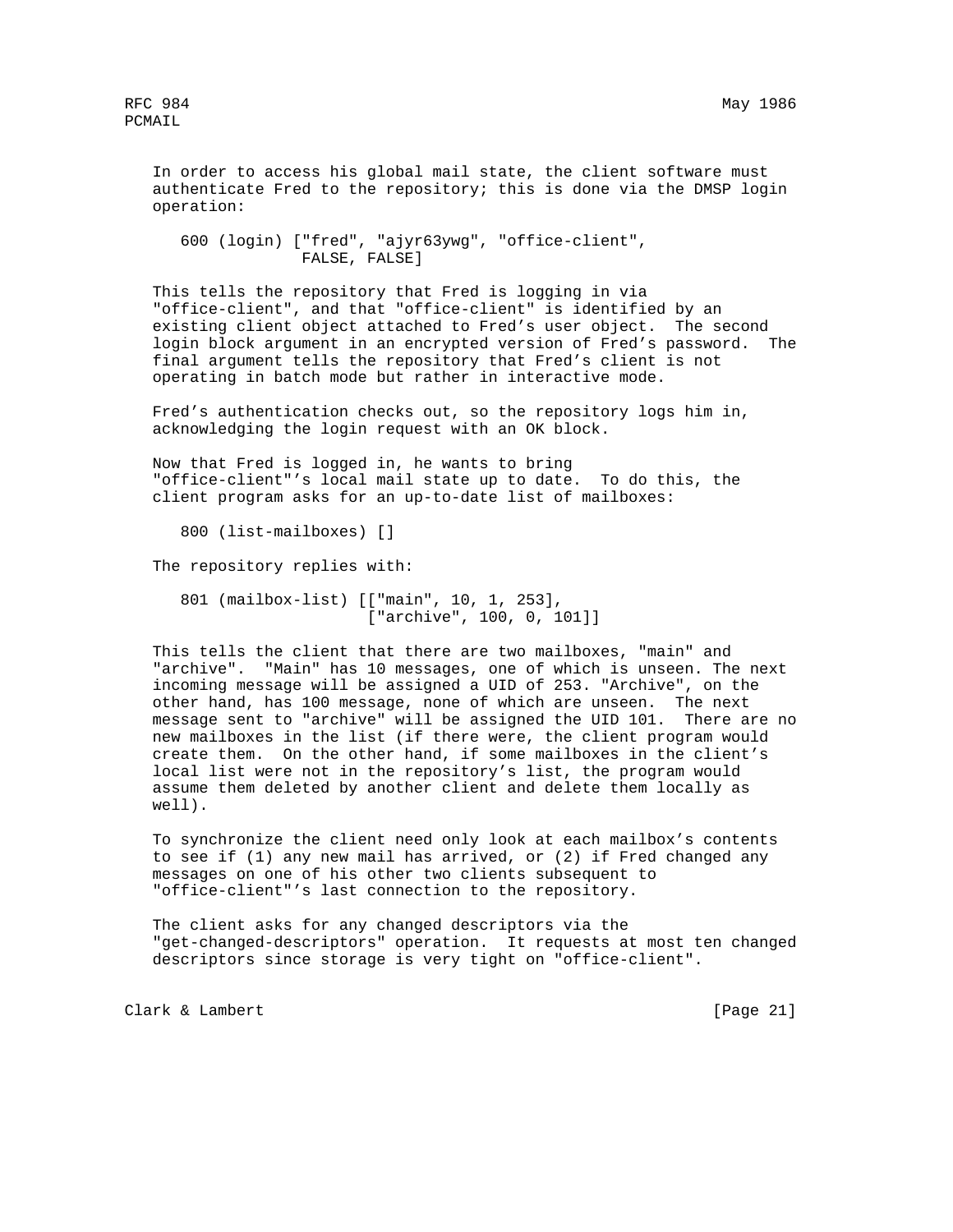In order to access his global mail state, the client software must authenticate Fred to the repository; this is done via the DMSP login operation:

```
600 (login) ["fred", "ajyr63ywg", "office-client",
             FALSE, FALSE]
```

This tells the repository that Fred is logging in via "office-client", and that "office-client" is identified by an existing client object attached to Fred's user object. The second login block argument in an encrypted version of Fred's password. The final argument tells the repository that Fred's client is not operating in batch mode but rather in interactive mode.

Fred's authentication checks out, so the repository logs him in, acknowledging the login request with an OK block.

Now that Fred is logged in, he wants to bring "office-client"'s local mail state up to date. To do this, the client program asks for an up-to-date list of mailboxes:

```
800 (list-mailboxes) []
```

The repository replies with:

```
801 (mailbox-list) [["main", 10, 1, 253],
                    ["archive", 100, 0, 101]]
```

This tells the client that there are two mailboxes, "main" and "archive". "Main" has 10 messages, one of which is unseen. The next incoming message will be assigned a UID of 253. "Archive", on the other hand, has 100 message, none of which are unseen. The next message sent to "archive" will be assigned the UID 101. There are no new mailboxes in the list (if there were, the client program would create them. On the other hand, if some mailboxes in the client's local list were not in the repository's list, the program would assume them deleted by another client and delete them locally as well).

To synchronize the client need only look at each mailbox's contents to see if (1) any new mail has arrived, or (2) if Fred changed any messages on one of his other two clients subsequent to "office-client"'s last connection to the repository.

The client asks for any changed descriptors via the "get-changed-descriptors" operation. It requests at most ten changed descriptors since storage is very tight on "office-client".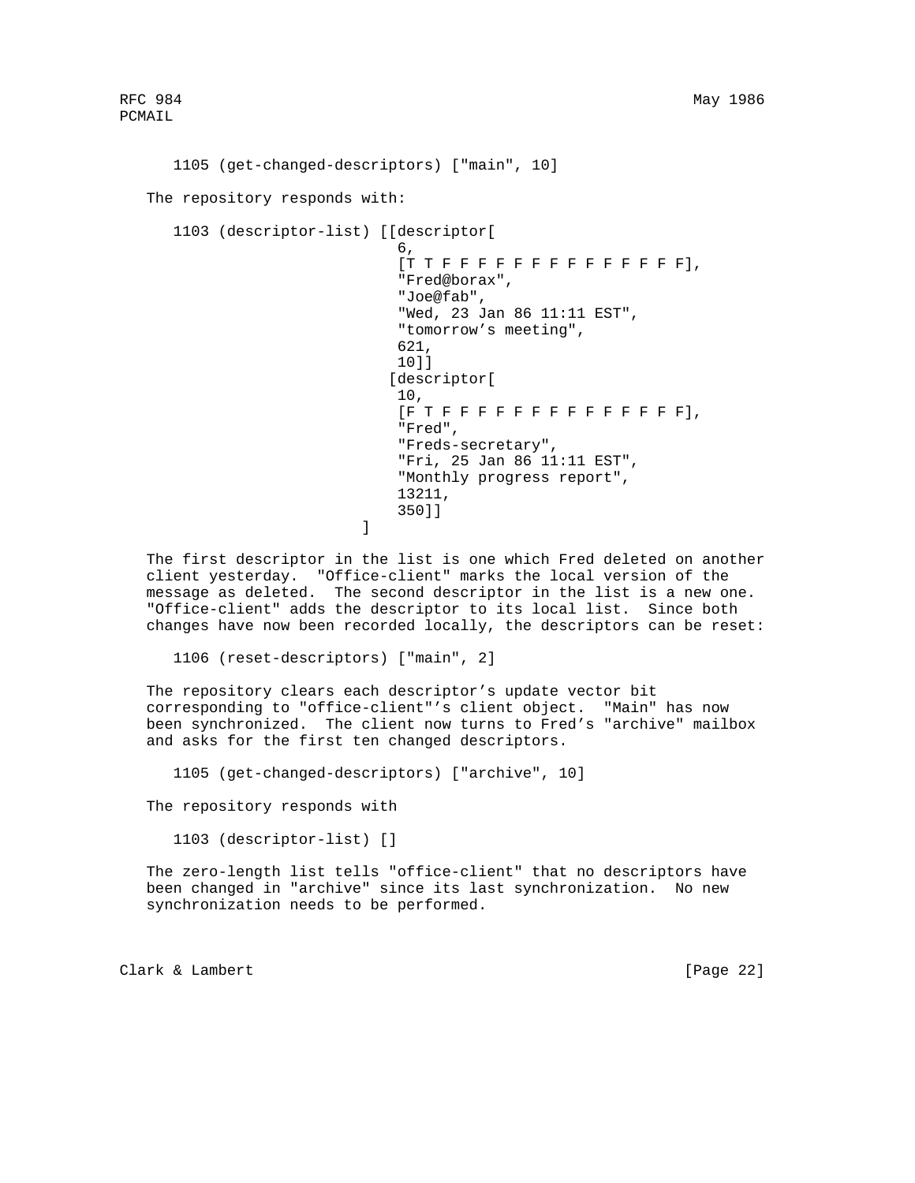```
      1105 (get-changed-descriptors) ["main", 10]
```

The repository responds with:

```
      1103 (descriptor-list) [[descriptor[
                                6,
                                [T T F F F F F F F F F F F F F F],
                                "Fred@borax",
                                "Joe@fab",
                                "Wed, 23 Jan 86 11:11 EST",
                                "tomorrow's meeting",
                                621,
                                10]]
                               [descriptor[
                                10,
                                [F T F F F F F F F F F F F F F F],
                                "Fred",
                                "Freds-secretary",
                                "Fri, 25 Jan 86 11:11 EST",
                                "Monthly progress report",
                                13211,
                                350]]
                             ]
```

The first descriptor in the list is one which Fred deleted on another client yesterday. "Office-client" marks the local version of the message as deleted. The second descriptor in the list is a new one. "Office-client" adds the descriptor to its local list. Since both changes have now been recorded locally, the descriptors can be reset:

```
      1106 (reset-descriptors) ["main", 2]
```

The repository clears each descriptor's update vector bit corresponding to "office-client"'s client object. "Main" has now been synchronized. The client now turns to Fred's "archive" mailbox and asks for the first ten changed descriptors.

```
      1105 (get-changed-descriptors) ["archive", 10]
```

The repository responds with

```
      1103 (descriptor-list) []
```

The zero-length list tells "office-client" that no descriptors have been changed in "archive" since its last synchronization. No new synchronization needs to be performed.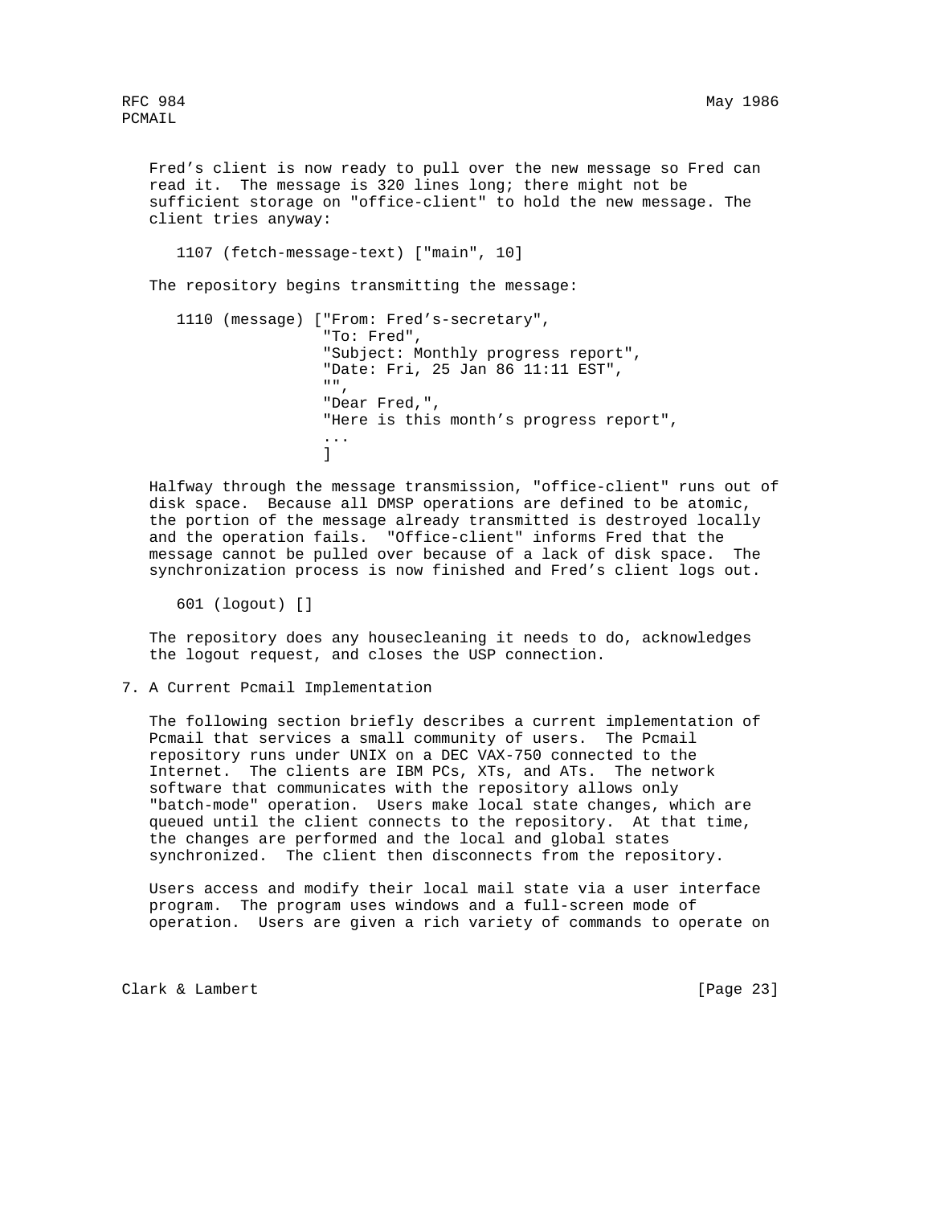Fred's client is now ready to pull over the new message so Fred can read it. The message is 320 lines long; there might not be sufficient storage on "office-client" to hold the new message. The client tries anyway:

```
1107 (fetch-message-text) ["main", 10]
```

The repository begins transmitting the message:

```
1110 (message) ["From: Fred's-secretary",
                "To: Fred",
                "Subject: Monthly progress report",
                "Date: Fri, 25 Jan 86 11:11 EST",
                "",
                "Dear Fred,",
                "Here is this month's progress report",
                ...
                ]
```

Halfway through the message transmission, "office-client" runs out of disk space. Because all DMSP operations are defined to be atomic, the portion of the message already transmitted is destroyed locally and the operation fails. "Office-client" informs Fred that the message cannot be pulled over because of a lack of disk space. The synchronization process is now finished and Fred's client logs out.

```
601 (logout) []
```

The repository does any housecleaning it needs to do, acknowledges the logout request, and closes the USP connection.

## 7. A Current Pcmail Implementation

The following section briefly describes a current implementation of Pcmail that services a small community of users. The Pcmail repository runs under UNIX on a DEC VAX-750 connected to the Internet. The clients are IBM PCs, XTs, and ATs. The network software that communicates with the repository allows only "batch-mode" operation. Users make local state changes, which are queued until the client connects to the repository. At that time, the changes are performed and the local and global states synchronized. The client then disconnects from the repository.

Users access and modify their local mail state via a user interface program. The program uses windows and a full-screen mode of operation. Users are given a rich variety of commands to operate on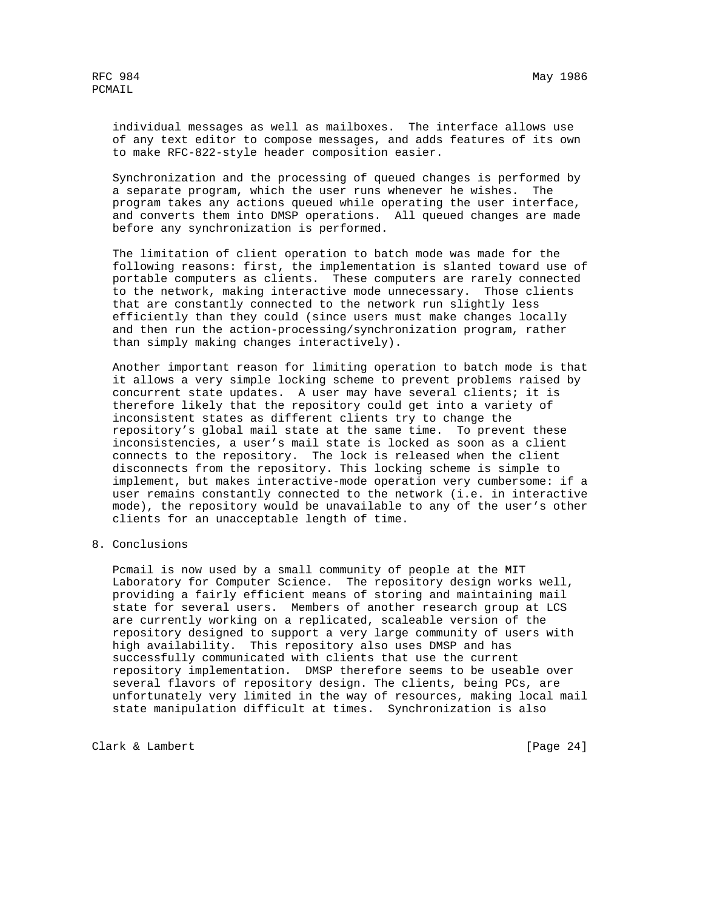individual messages as well as mailboxes. The interface allows use of any text editor to compose messages, and adds features of its own to make RFC-822-style header composition easier.

Synchronization and the processing of queued changes is performed by a separate program, which the user runs whenever he wishes. The program takes any actions queued while operating the user interface, and converts them into DMSP operations. All queued changes are made before any synchronization is performed.

The limitation of client operation to batch mode was made for the following reasons: first, the implementation is slanted toward use of portable computers as clients. These computers are rarely connected to the network, making interactive mode unnecessary. Those clients that are constantly connected to the network run slightly less efficiently than they could (since users must make changes locally and then run the action-processing/synchronization program, rather than simply making changes interactively).

Another important reason for limiting operation to batch mode is that it allows a very simple locking scheme to prevent problems raised by concurrent state updates. A user may have several clients; it is therefore likely that the repository could get into a variety of inconsistent states as different clients try to change the repository's global mail state at the same time. To prevent these inconsistencies, a user's mail state is locked as soon as a client connects to the repository. The lock is released when the client disconnects from the repository. This locking scheme is simple to implement, but makes interactive-mode operation very cumbersome: if a user remains constantly connected to the network (i.e. in interactive mode), the repository would be unavailable to any of the user's other clients for an unacceptable length of time.

## 8. Conclusions

Pcmail is now used by a small community of people at the MIT Laboratory for Computer Science. The repository design works well, providing a fairly efficient means of storing and maintaining mail state for several users. Members of another research group at LCS are currently working on a replicated, scaleable version of the repository designed to support a very large community of users with high availability. This repository also uses DMSP and has successfully communicated with clients that use the current repository implementation. DMSP therefore seems to be useable over several flavors of repository design. The clients, being PCs, are unfortunately very limited in the way of resources, making local mail state manipulation difficult at times. Synchronization is also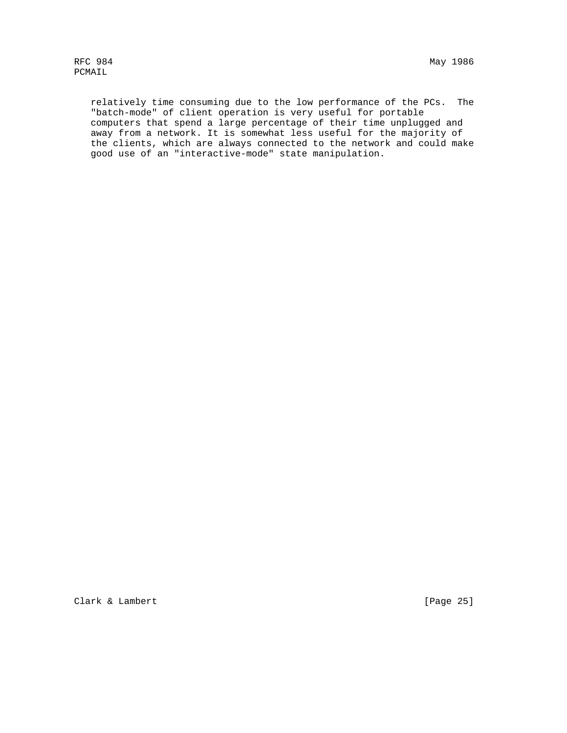relatively time consuming due to the low performance of the PCs. The "batch-mode" of client operation is very useful for portable computers that spend a large percentage of their time unplugged and away from a network. It is somewhat less useful for the majority of the clients, which are always connected to the network and could make good use of an "interactive-mode" state manipulation.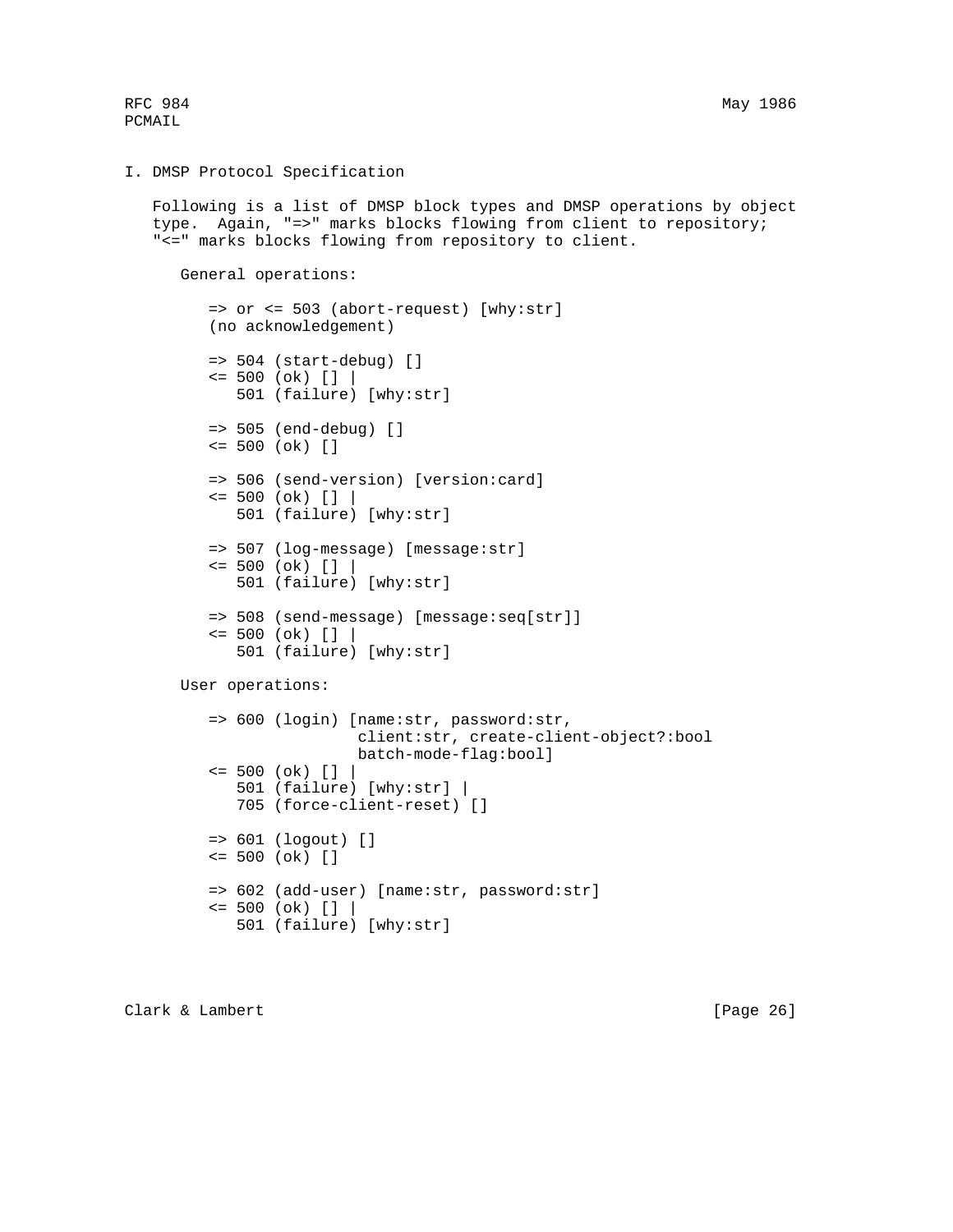## I. DMSP Protocol Specification

Following is a list of DMSP block types and DMSP operations by object type. Again, "=>" marks blocks flowing from client to repository; "<=" marks blocks flowing from repository to client.

General operations:

```
=> or <= 503 (abort-request) [why:str]
(no acknowledgement)

=> 504 (start-debug) []
<= 500 (ok) [] |
   501 (failure) [why:str]

=> 505 (end-debug) []
<= 500 (ok) []

=> 506 (send-version) [version:card]
<= 500 (ok) [] |
   501 (failure) [why:str]

=> 507 (log-message) [message:str]
<= 500 (ok) [] |
   501 (failure) [why:str]

=> 508 (send-message) [message:seq[str]]
<= 500 (ok) [] |
   501 (failure) [why:str]
```

User operations:

```
=> 600 (login) [name:str, password:str,
                client:str, create-client-object?:bool
                batch-mode-flag:bool]
<= 500 (ok) [] |
   501 (failure) [why:str] |
   705 (force-client-reset) []

=> 601 (logout) []
<= 500 (ok) []

=> 602 (add-user) [name:str, password:str]
<= 500 (ok) [] |
   501 (failure) [why:str]
```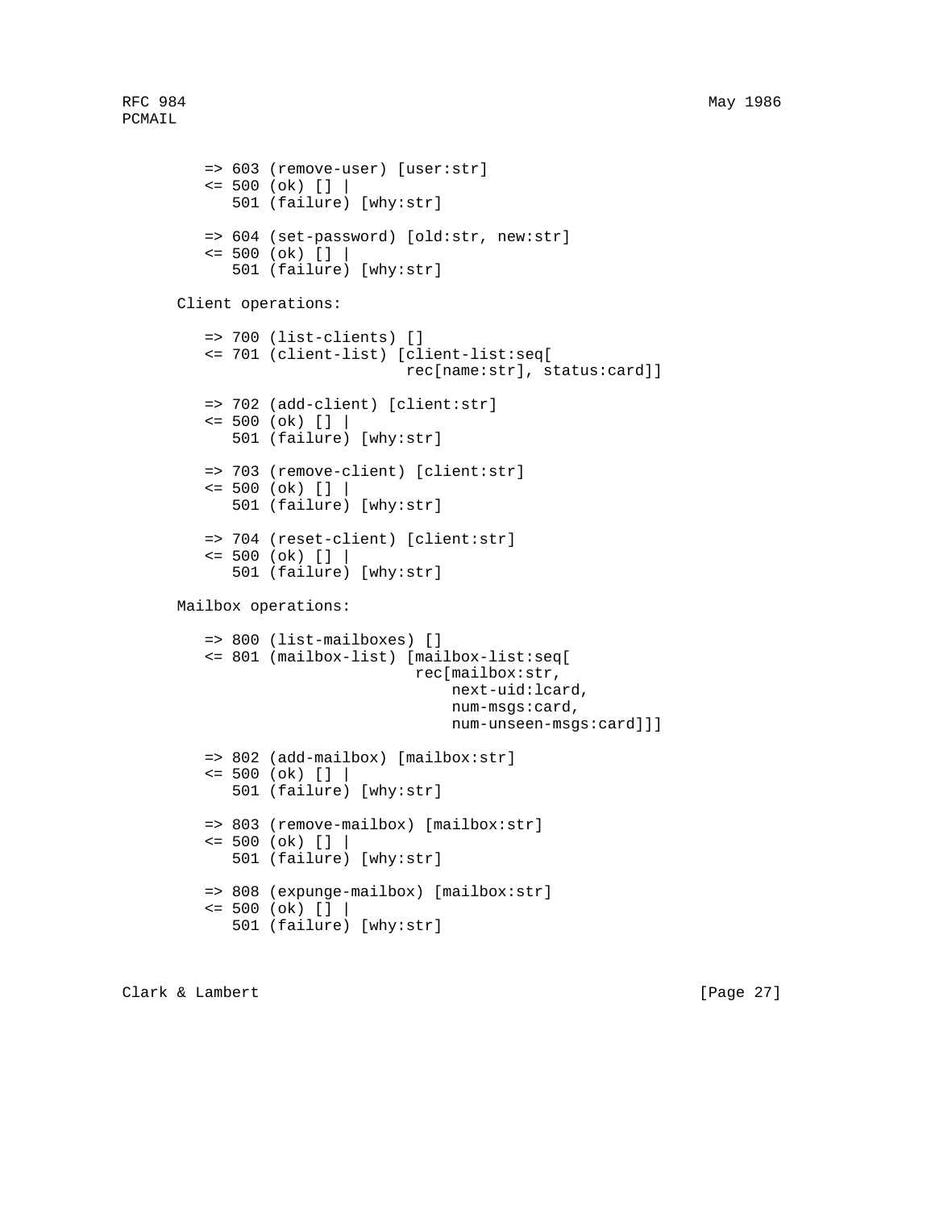```
   => 603 (remove-user) [user:str]
   <= 500 (ok) [] |
      501 (failure) [why:str]

   => 604 (set-password) [old:str, new:str]
   <= 500 (ok) [] |
      501 (failure) [why:str]
```

Client operations:

```
   => 700 (list-clients) []
   <= 701 (client-list) [client-list:seq[
                         rec[name:str], status:card]]

   => 702 (add-client) [client:str]
   <= 500 (ok) [] |
      501 (failure) [why:str]

   => 703 (remove-client) [client:str]
   <= 500 (ok) [] |
      501 (failure) [why:str]

   => 704 (reset-client) [client:str]
   <= 500 (ok) [] |
      501 (failure) [why:str]
```

Mailbox operations:

```
   => 800 (list-mailboxes) []
   <= 801 (mailbox-list) [mailbox-list:seq[
                          rec[mailbox:str,
                              next-uid:lcard,
                              num-msgs:card,
                              num-unseen-msgs:card]]]

   => 802 (add-mailbox) [mailbox:str]
   <= 500 (ok) [] |
      501 (failure) [why:str]

   => 803 (remove-mailbox) [mailbox:str]
   <= 500 (ok) [] |
      501 (failure) [why:str]

   => 808 (expunge-mailbox) [mailbox:str]
   <= 500 (ok) [] |
      501 (failure) [why:str]
```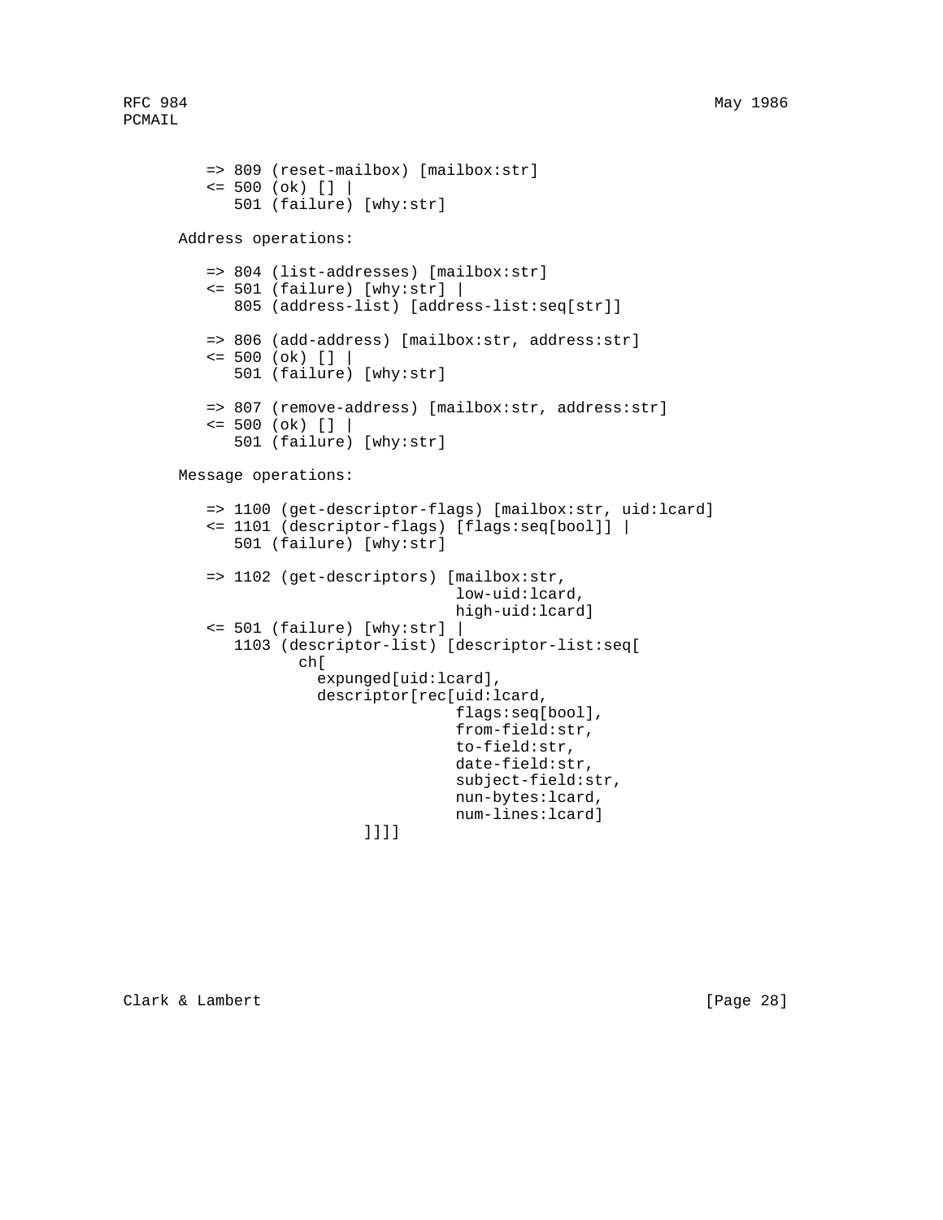```
=> 809 (reset-mailbox) [mailbox:str]
<= 500 (ok) [] |
   501 (failure) [why:str]
```

Address operations:

```
=> 804 (list-addresses) [mailbox:str]
<= 501 (failure) [why:str] |
   805 (address-list) [address-list:seq[str]]

=> 806 (add-address) [mailbox:str, address:str]
<= 500 (ok) [] |
   501 (failure) [why:str]

=> 807 (remove-address) [mailbox:str, address:str]
<= 500 (ok) [] |
   501 (failure) [why:str]
```

Message operations:

```
=> 1100 (get-descriptor-flags) [mailbox:str, uid:lcard]
<= 1101 (descriptor-flags) [flags:seq[bool]] |
   501 (failure) [why:str]

=> 1102 (get-descriptors) [mailbox:str,
                           low-uid:lcard,
                           high-uid:lcard]
<= 501 (failure) [why:str] |
   1103 (descriptor-list) [descriptor-list:seq[
          ch[
            expunged[uid:lcard],
            descriptor[rec[uid:lcard,
                           flags:seq[bool],
                           from-field:str,
                           to-field:str,
                           date-field:str,
                           subject-field:str,
                           nun-bytes:lcard,
                           num-lines:lcard]
                 ]]]]
```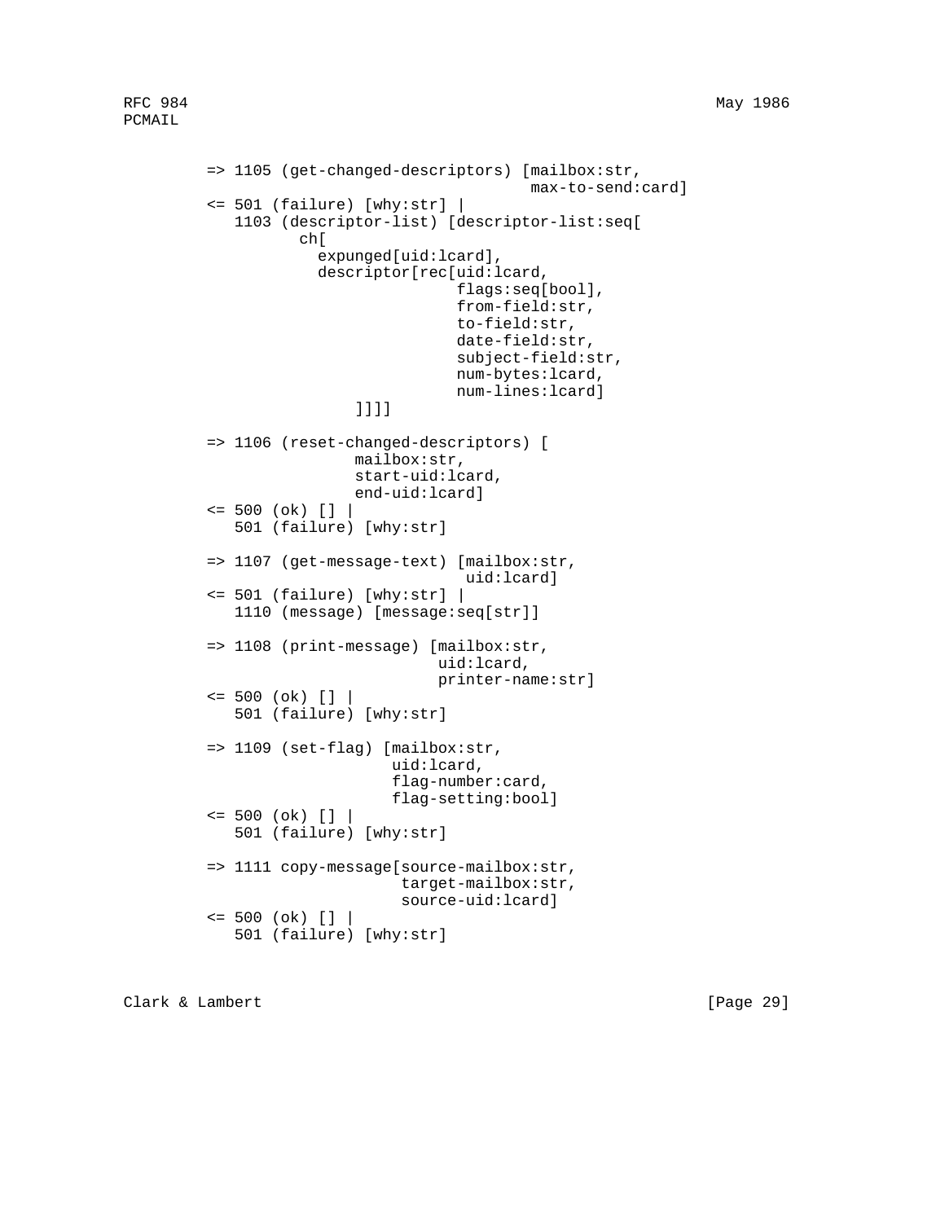```
=> 1105 (get-changed-descriptors) [mailbox:str,
                                    max-to-send:card]
<= 501 (failure) [why:str] |
   1103 (descriptor-list) [descriptor-list:seq[
          ch[
            expunged[uid:lcard],
            descriptor[rec[uid:lcard,
                           flags:seq[bool],
                           from-field:str,
                           to-field:str,
                           date-field:str,
                           subject-field:str,
                           num-bytes:lcard,
                           num-lines:lcard]
                ]]]]

=> 1106 (reset-changed-descriptors) [
                mailbox:str,
                start-uid:lcard,
                end-uid:lcard]
<= 500 (ok) [] |
   501 (failure) [why:str]

=> 1107 (get-message-text) [mailbox:str,
                            uid:lcard]
<= 501 (failure) [why:str] |
   1110 (message) [message:seq[str]]

=> 1108 (print-message) [mailbox:str,
                         uid:lcard,
                         printer-name:str]
<= 500 (ok) [] |
   501 (failure) [why:str]

=> 1109 (set-flag) [mailbox:str,
                    uid:lcard,
                    flag-number:card,
                    flag-setting:bool]
<= 500 (ok) [] |
   501 (failure) [why:str]

=> 1111 copy-message[source-mailbox:str,
                     target-mailbox:str,
                     source-uid:lcard]
<= 500 (ok) [] |
   501 (failure) [why:str]
```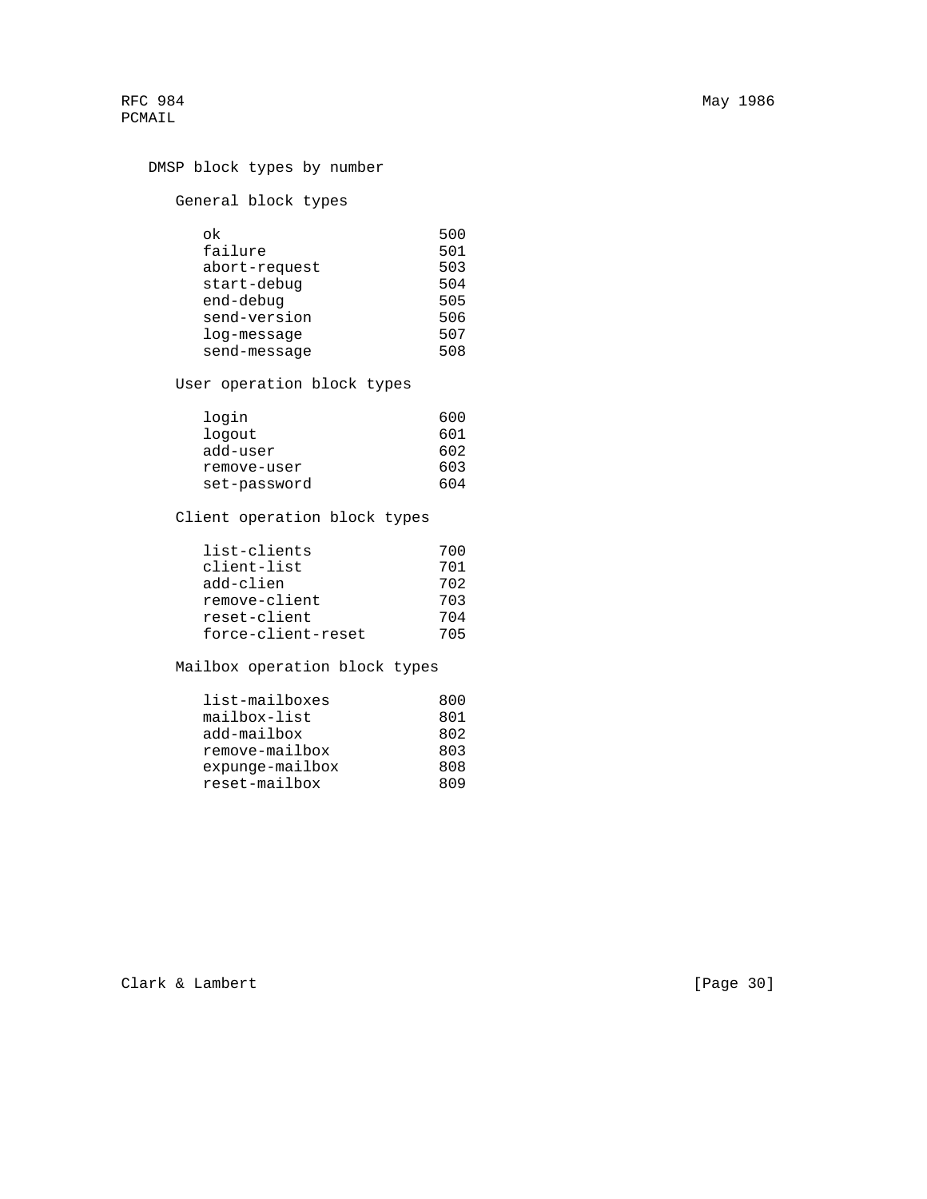DMSP block types by number

General block types

| | |
|---|---|
| ok | 500 |
| failure | 501 |
| abort-request | 503 |
| start-debug | 504 |
| end-debug | 505 |
| send-version | 506 |
| log-message | 507 |
| send-message | 508 |

User operation block types

| | |
|---|---|
| login | 600 |
| logout | 601 |
| add-user | 602 |
| remove-user | 603 |
| set-password | 604 |

Client operation block types

| | |
|---|---|
| list-clients | 700 |
| client-list | 701 |
| add-clien | 702 |
| remove-client | 703 |
| reset-client | 704 |
| force-client-reset | 705 |

Mailbox operation block types

| | |
|---|---|
| list-mailboxes | 800 |
| mailbox-list | 801 |
| add-mailbox | 802 |
| remove-mailbox | 803 |
| expunge-mailbox | 808 |
| reset-mailbox | 809 |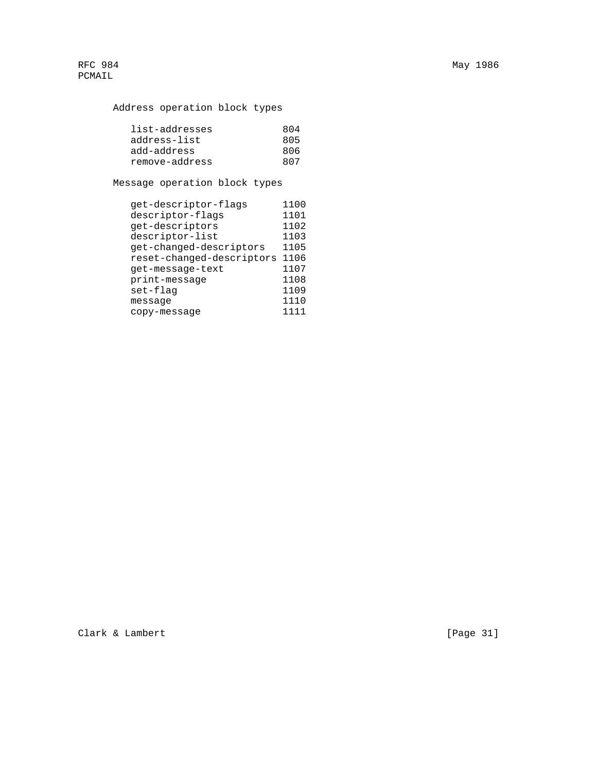Address operation block types

| | |
|---|---|
| list-addresses | 804 |
| address-list | 805 |
| add-address | 806 |
| remove-address | 807 |

Message operation block types

| | |
|---|---|
| get-descriptor-flags | 1100 |
| descriptor-flags | 1101 |
| get-descriptors | 1102 |
| descriptor-list | 1103 |
| get-changed-descriptors | 1105 |
| reset-changed-descriptors | 1106 |
| get-message-text | 1107 |
| print-message | 1108 |
| set-flag | 1109 |
| message | 1110 |
| copy-message | 1111 |